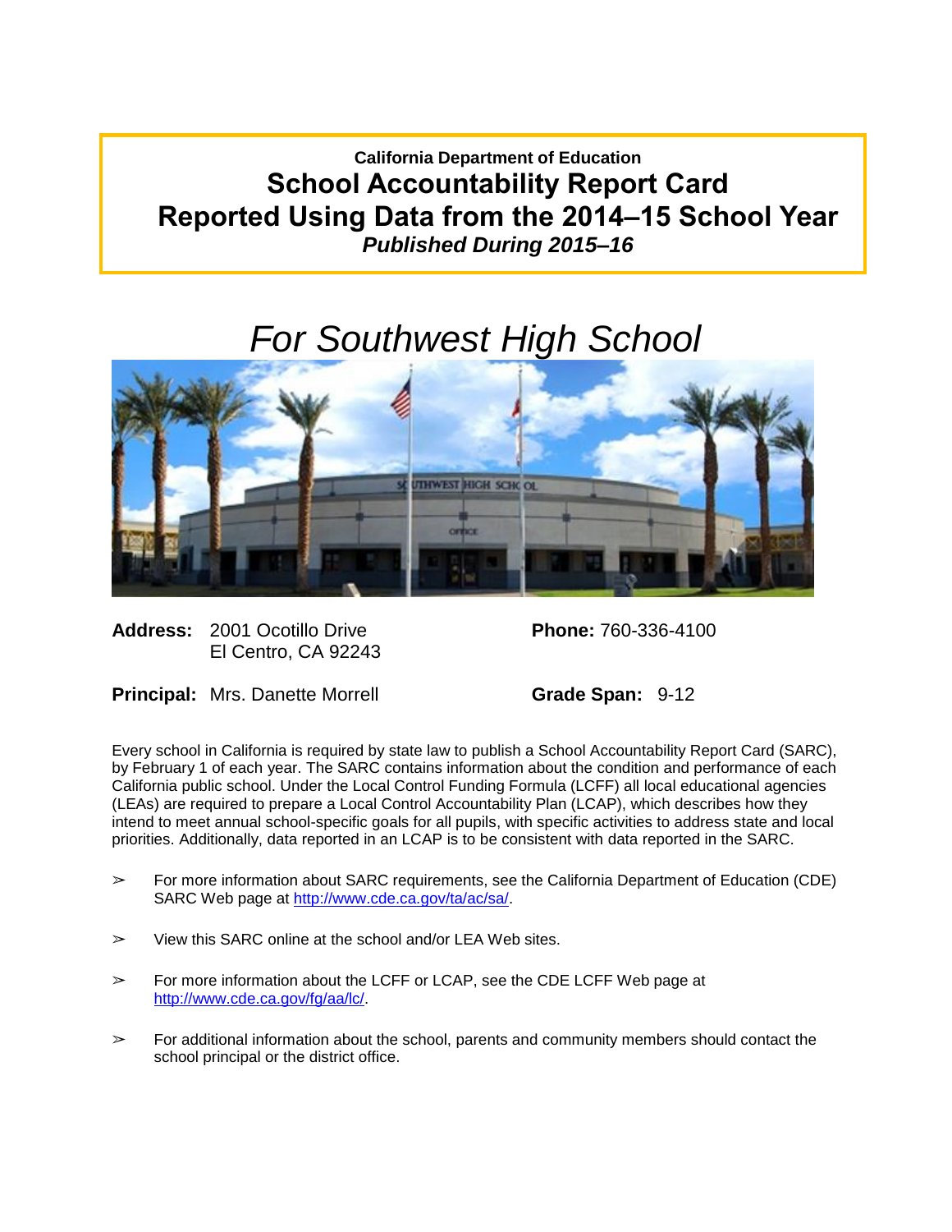**California Department of Education**

# School Accountability Report Card

# Reported Using Data from the 2014–15 School Year

***Published During 2015–16***

## *For Southwest High School*

**Address:** 2001 Ocotillo Drive
El Centro, CA 92243

**Phone:** 760-336-4100

**Principal:** Mrs. Danette Morrell

**Grade Span:** 9-12

Every school in California is required by state law to publish a School Accountability Report Card (SARC), by February 1 of each year. The SARC contains information about the condition and performance of each California public school. Under the Local Control Funding Formula (LCFF) all local educational agencies (LEAs) are required to prepare a Local Control Accountability Plan (LCAP), which describes how they intend to meet annual school-specific goals for all pupils, with specific activities to address state and local priorities. Additionally, data reported in an LCAP is to be consistent with data reported in the SARC.

- ➢ For more information about SARC requirements, see the California Department of Education (CDE) SARC Web page at http://www.cde.ca.gov/ta/ac/sa/.
- ➢ View this SARC online at the school and/or LEA Web sites.
- ➢ For more information about the LCFF or LCAP, see the CDE LCFF Web page at http://www.cde.ca.gov/fg/aa/lc/.
- ➢ For additional information about the school, parents and community members should contact the school principal or the district office.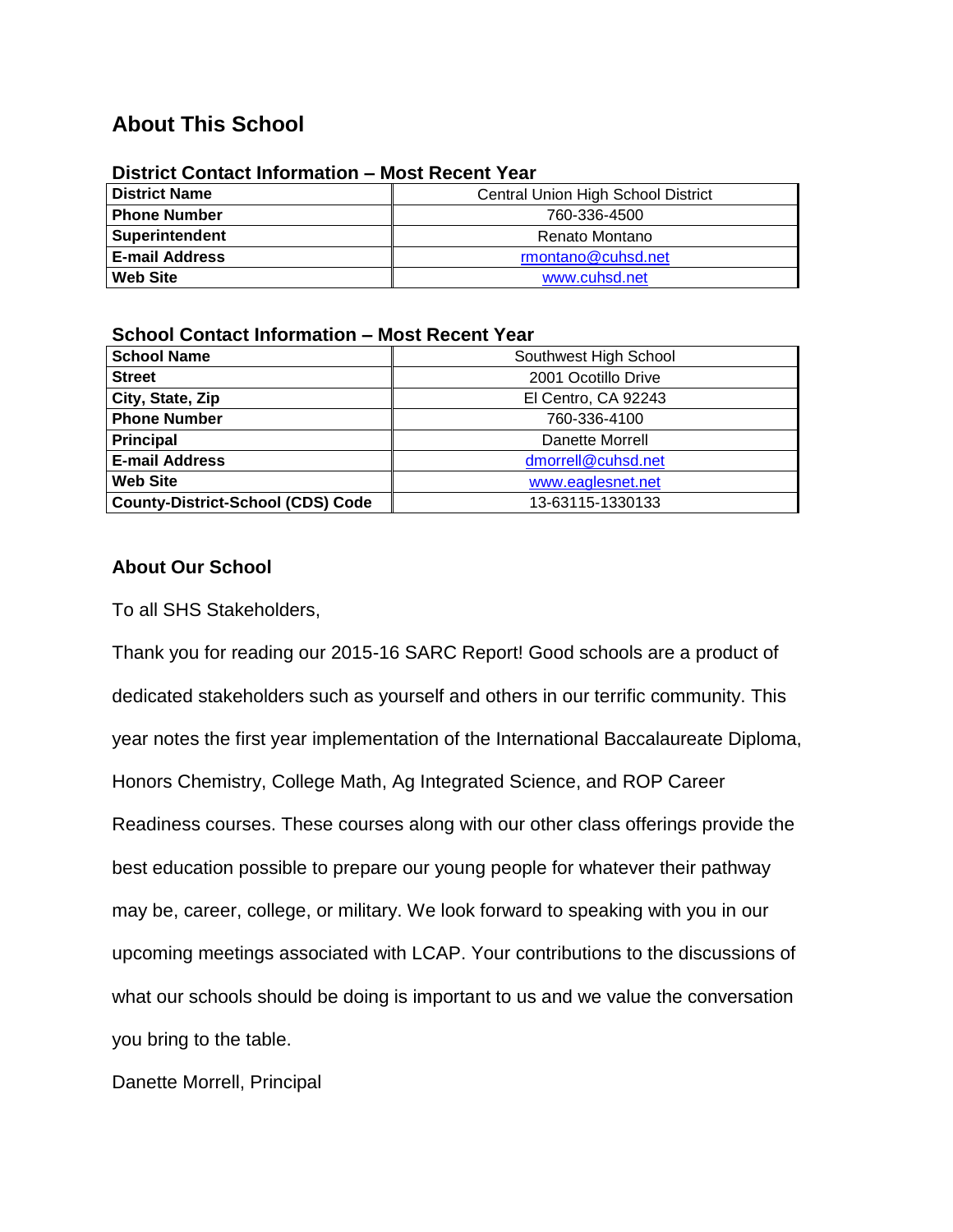## About This School

### District Contact Information – Most Recent Year

| | |
|---|---|
| **District Name** | Central Union High School District |
| **Phone Number** | 760-336-4500 |
| **Superintendent** | Renato Montano |
| **E-mail Address** | rmontano@cuhsd.net |
| **Web Site** | www.cuhsd.net |

### School Contact Information – Most Recent Year

| | |
|---|---|
| **School Name** | Southwest High School |
| **Street** | 2001 Ocotillo Drive |
| **City, State, Zip** | El Centro, CA 92243 |
| **Phone Number** | 760-336-4100 |
| **Principal** | Danette Morrell |
| **E-mail Address** | dmorrell@cuhsd.net |
| **Web Site** | www.eaglesnet.net |
| **County-District-School (CDS) Code** | 13-63115-1330133 |

### About Our School

To all SHS Stakeholders,

Thank you for reading our 2015-16 SARC Report! Good schools are a product of dedicated stakeholders such as yourself and others in our terrific community. This year notes the first year implementation of the International Baccalaureate Diploma, Honors Chemistry, College Math, Ag Integrated Science, and ROP Career Readiness courses. These courses along with our other class offerings provide the best education possible to prepare our young people for whatever their pathway may be, career, college, or military. We look forward to speaking with you in our upcoming meetings associated with LCAP. Your contributions to the discussions of what our schools should be doing is important to us and we value the conversation you bring to the table.

Danette Morrell, Principal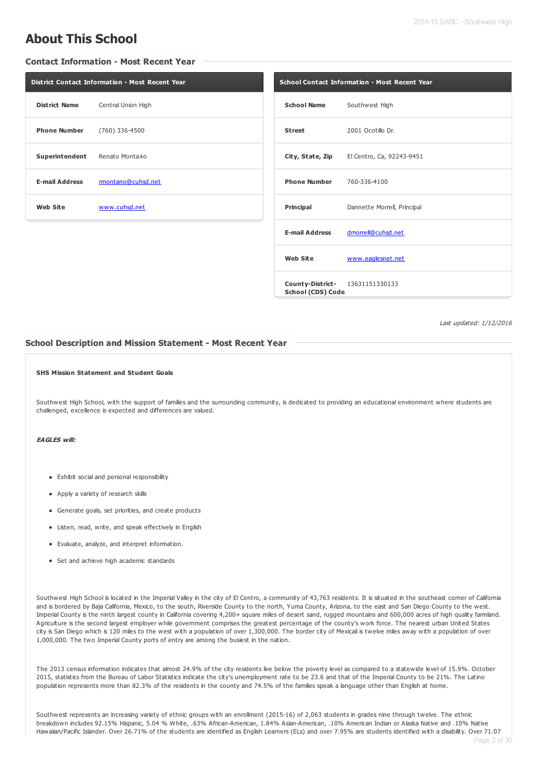# About This School

## Contact Information - Most Recent Year

| District Contact Information - Most Recent Year | |
|---|---|
| **District Name** | Central Union High |
| **Phone Number** | (760) 336-4500 |
| **Superintendent** | Renato Monta±o |
| **E-mail Address** | rmontano@cuhsd.net |
| **Web Site** | www.cuhsd.net |

| School Contact Information - Most Recent Year | |
|---|---|
| **School Name** | Southwest High |
| **Street** | 2001 Ocotillo Dr. |
| **City, State, Zip** | El Centro, Ca, 92243-9451 |
| **Phone Number** | 760-336-4100 |
| **Principal** | Dannette Morrell, Principal |
| **E-mail Address** | dmorrell@cuhsd.net |
| **Web Site** | www.eaglesnet.net |
| **County-District-School (CDS) Code** | 13631151330133 |

*Last updated: 1/12/2016*

## School Description and Mission Statement - Most Recent Year

**SHS Mission Statement and Student Goals**

Southwest High School, with the support of families and the surrounding community, is dedicated to providing an educational environment where students are challenged, excellence is expected and differences are valued.

***EAGLES will:***

- Exhibit social and personal responsibility
- Apply a variety of research skills
- Generate goals, set priorities, and create products
- Listen, read, write, and speak effectively in English
- Evaluate, analyze, and interpret information.
- Set and achieve high academic standards

Southwest High School is located in the Imperial Valley in the city of El Centro, a community of 43,763 residents. It is situated in the southeast corner of California and is bordered by Baja California, Mexico, to the south, Riverside County to the north, Yuma County, Arizona, to the east and San Diego County to the west. Imperial County is the ninth largest county in California covering 4,200+ square miles of desert sand, rugged mountains and 600,000 acres of high quality farmland. Agriculture is the second largest employer while government comprises the greatest percentage of the county's work force. The nearest urban United States city is San Diego which is 120 miles to the west with a population of over 1,300,000. The border city of Mexicali is twelve miles away with a population of over 1,000,000. The two Imperial County ports of entry are among the busiest in the nation.

The 2013 census information indicates that almost 24.9% of the city residents live below the poverty level as compared to a statewide level of 15.9%. October 2015, statistics from the Bureau of Labor Statistics indicate the city's unemployment rate to be 23.6 and that of the Imperial County to be 21%. The Latino population represents more than 82.3% of the residents in the county and 74.5% of the families speak a language other than English at home.

Southwest represents an increasing variety of ethnic groups with an enrollment (2015-16) of 2,063 students in grades nine through twelve. The ethnic breakdown includes 92.15% Hispanic, 5.04 % White, .63% African-American, 1.84% Asian-American, .10% American Indian or Alaska Native and .10% Native Hawaiian/Pacific Islander. Over 26.71% of the students are identified as English Learners (ELs) and over 7.95% are students identified with a disability. Over 71.07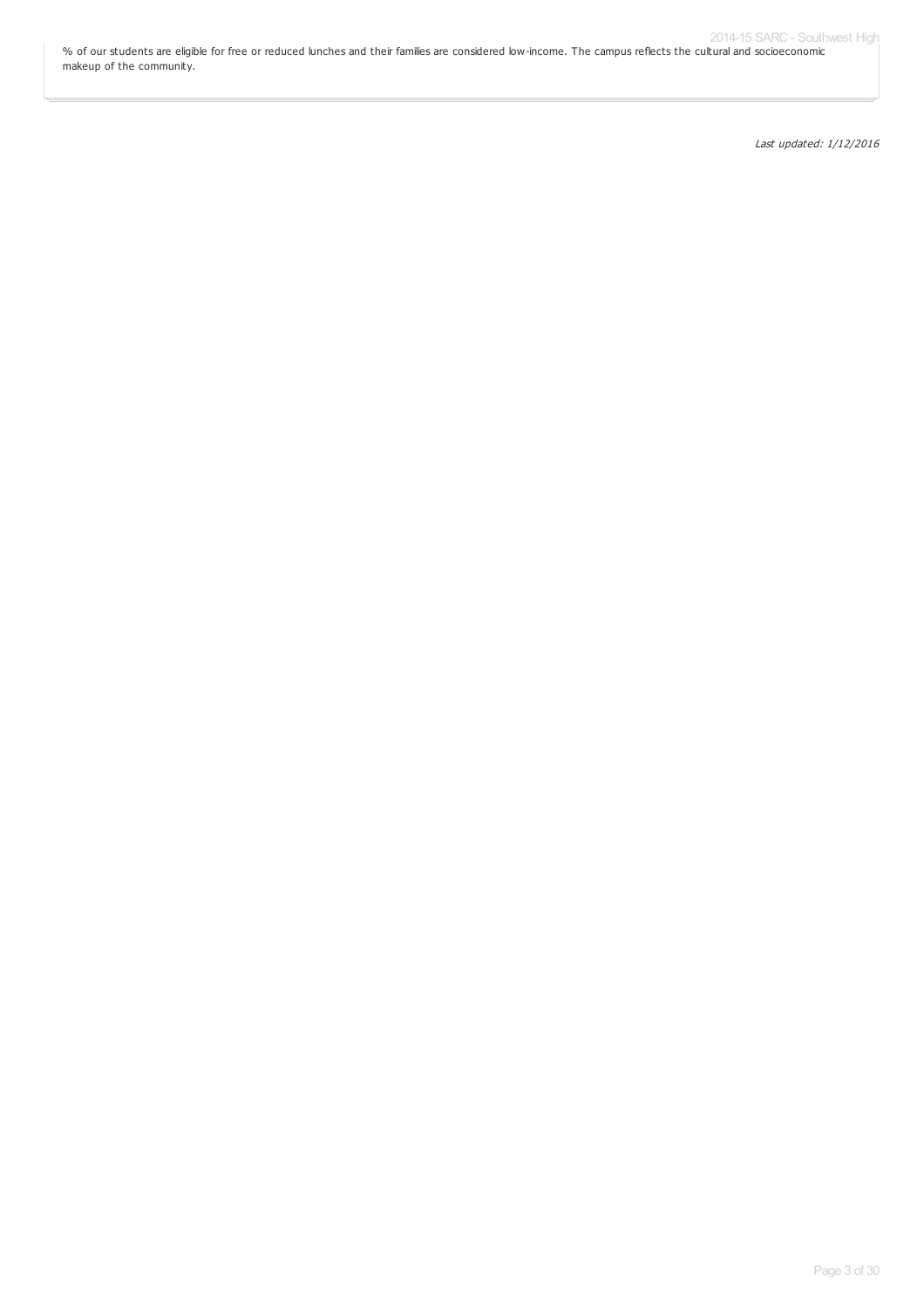% of our students are eligible for free or reduced lunches and their families are considered low-income. The campus reflects the cultural and socioeconomic makeup of the community.

*Last updated: 1/12/2016*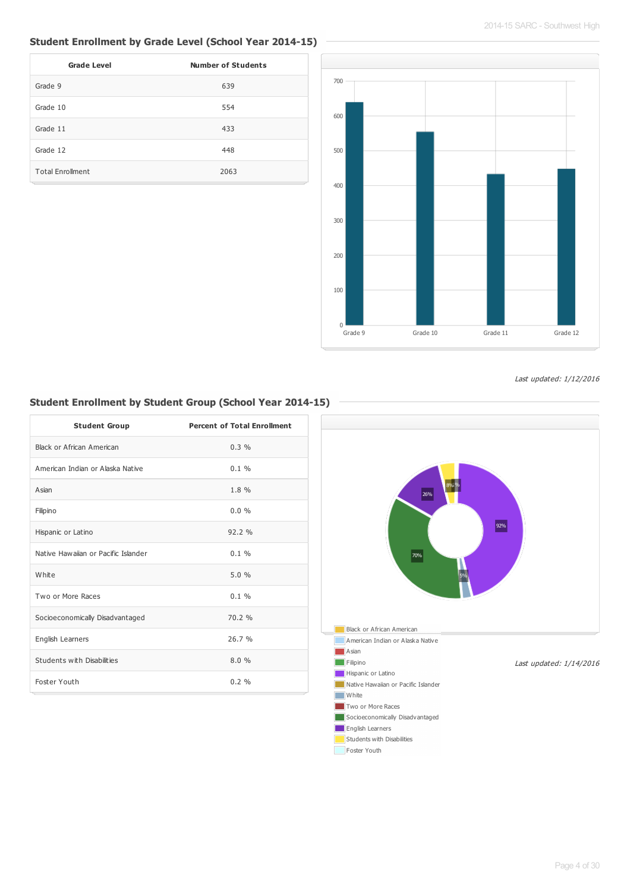## Student Enrollment by Grade Level (School Year 2014-15)

| Grade Level | Number of Students |
| --- | --- |
| Grade 9 | 639 |
| Grade 10 | 554 |
| Grade 11 | 433 |
| Grade 12 | 448 |
| Total Enrollment | 2063 |

700
600
500
400
300
200
100
0
Grade 9
Grade 10
Grade 11
Grade 12

*Last updated: 1/12/2016*

## Student Enrollment by Student Group (School Year 2014-15)

| Student Group | Percent of Total Enrollment |
| --- | --- |
| Black or African American | 0.3 % |
| American Indian or Alaska Native | 0.1 % |
| Asian | 1.8 % |
| Filipino | 0.0 % |
| Hispanic or Latino | 92.2 % |
| Native Hawaiian or Pacific Islander | 0.1 % |
| White | 5.0 % |
| Two or More Races | 0.1 % |
| Socioeconomically Disadvantaged | 70.2 % |
| English Learners | 26.7 % |
| Students with Disabilities | 8.0 % |
| Foster Youth | 0.2 % |

8%
%
26%
92%
70%
5%

Black or African American
American Indian or Alaska Native
Asian
Filipino
Hispanic or Latino
Native Hawaiian or Pacific Islander
White
Two or More Races
Socioeconomically Disadvantaged
English Learners
Students with Disabilities
Foster Youth

*Last updated: 1/14/2016*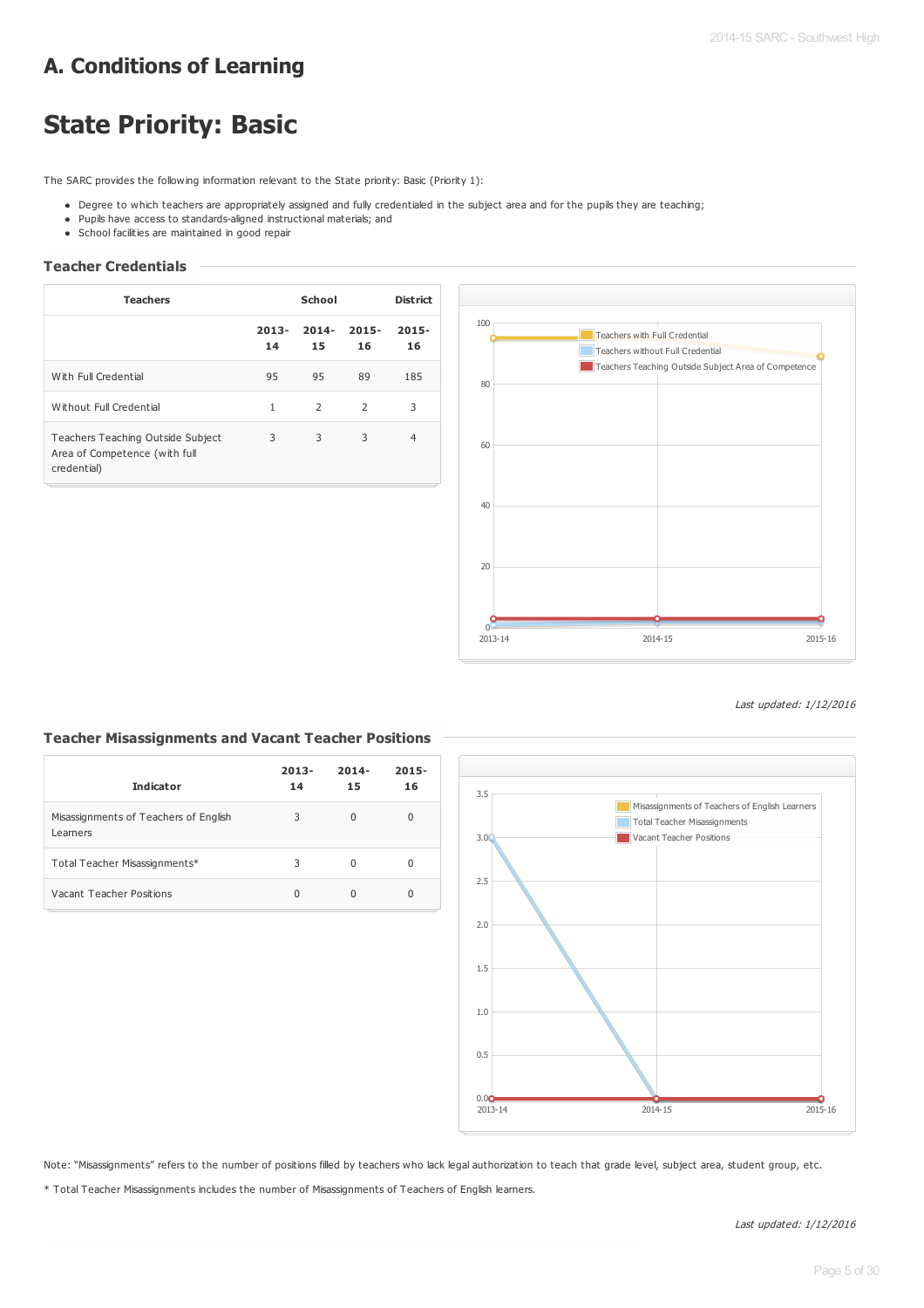# A. Conditions of Learning

# State Priority: Basic

The SARC provides the following information relevant to the State priority: Basic (Priority 1):

- Degree to which teachers are appropriately assigned and fully credentialed in the subject area and for the pupils they are teaching;
- Pupils have access to standards-aligned instructional materials; and
- School facilities are maintained in good repair

### Teacher Credentials

| Teachers | School | | | District |
|---|---|---|---|---|
| | 2013-14 | 2014-15 | 2015-16 | 2015-16 |
| With Full Credential | 95 | 95 | 89 | 185 |
| Without Full Credential | 1 | 2 | 2 | 3 |
| Teachers Teaching Outside Subject Area of Competence (with full credential) | 3 | 3 | 3 | 4 |

100
80
60
40
20
0
2013-14
2014-15
2015-16
Teachers with Full Credential
Teachers without Full Credential
Teachers Teaching Outside Subject Area of Competence

*Last updated: 1/12/2016*

### Teacher Misassignments and Vacant Teacher Positions

| Indicator | 2013-14 | 2014-15 | 2015-16 |
|---|---|---|---|
| Misassignments of Teachers of English Learners | 3 | 0 | 0 |
| Total Teacher Misassignments* | 3 | 0 | 0 |
| Vacant Teacher Positions | 0 | 0 | 0 |

3.5
3.0
2.5
2.0
1.5
1.0
0.5
0.0
2013-14
2014-15
2015-16
Misassignments of Teachers of English Learners
Total Teacher Misassignments
Vacant Teacher Positions

Note: "Misassignments" refers to the number of positions filled by teachers who lack legal authorization to teach that grade level, subject area, student group, etc.

* Total Teacher Misassignments includes the number of Misassignments of Teachers of English learners.

*Last updated: 1/12/2016*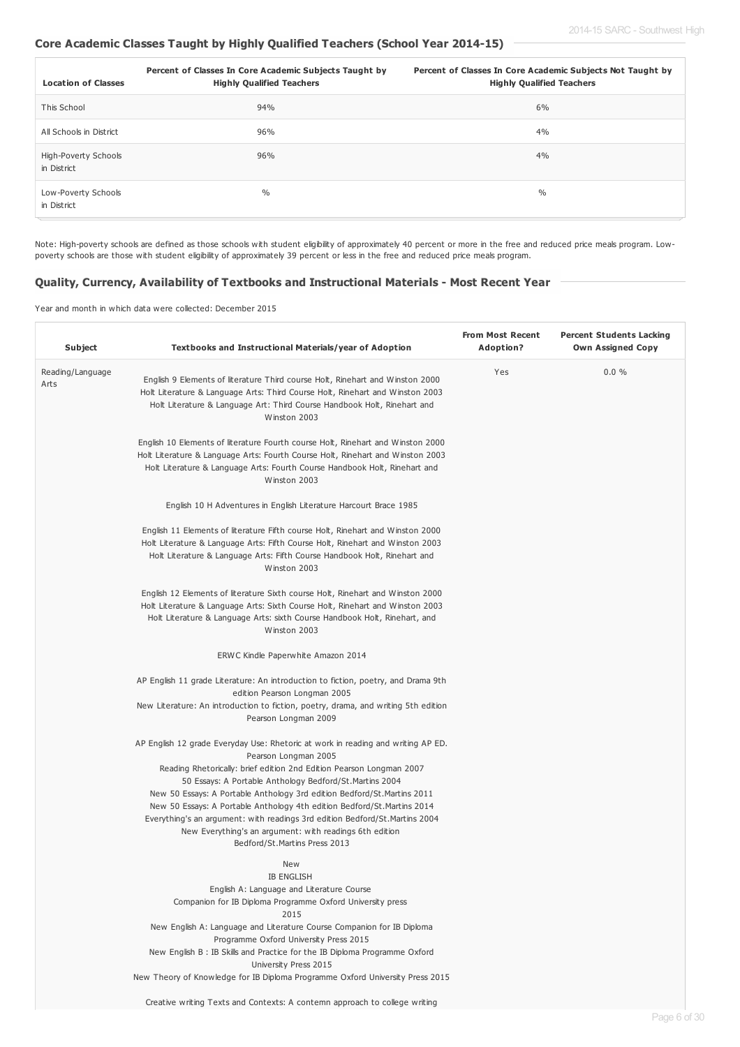## Core Academic Classes Taught by Highly Qualified Teachers (School Year 2014-15)

| Location of Classes | Percent of Classes In Core Academic Subjects Taught by Highly Qualified Teachers | Percent of Classes In Core Academic Subjects Not Taught by Highly Qualified Teachers |
|---|---|---|
| This School | 94% | 6% |
| All Schools in District | 96% | 4% |
| High-Poverty Schools in District | 96% | 4% |
| Low-Poverty Schools in District | % | % |

Note: High-poverty schools are defined as those schools with student eligibility of approximately 40 percent or more in the free and reduced price meals program. Low-poverty schools are those with student eligibility of approximately 39 percent or less in the free and reduced price meals program.

## Quality, Currency, Availability of Textbooks and Instructional Materials - Most Recent Year

Year and month in which data were collected: December 2015

| Subject | Textbooks and Instructional Materials/year of Adoption | From Most Recent Adoption? | Percent Students Lacking Own Assigned Copy |
|---|---|---|---|
| Reading/Language Arts | English 9 Elements of literature Third course Holt, Rinehart and Winston 2000<br>Holt Literature & Language Arts: Third Course Holt, Rinehart and Winston 2003<br>Holt Literature & Language Art: Third Course Handbook Holt, Rinehart and Winston 2003<br><br>English 10 Elements of literature Fourth course Holt, Rinehart and Winston 2000<br>Holt Literature & Language Arts: Fourth Course Holt, Rinehart and Winston 2003<br>Holt Literature & Language Arts: Fourth Course Handbook Holt, Rinehart and Winston 2003<br><br>English 10 H Adventures in English Literature Harcourt Brace 1985<br><br>English 11 Elements of literature Fifth course Holt, Rinehart and Winston 2000<br>Holt Literature & Language Arts: Fifth Course Holt, Rinehart and Winston 2003<br>Holt Literature & Language Arts: Fifth Course Handbook Holt, Rinehart and Winston 2003<br><br>English 12 Elements of literature Sixth course Holt, Rinehart and Winston 2000<br>Holt Literature & Language Arts: Sixth Course Holt, Rinehart and Winston 2003<br>Holt Literature & Language Arts: sixth Course Handbook Holt, Rinehart, and Winston 2003<br><br>ERWC Kindle Paperwhite Amazon 2014<br><br>AP English 11 grade Literature: An introduction to fiction, poetry, and Drama 9th edition Pearson Longman 2005<br>New Literature: An introduction to fiction, poetry, drama, and writing 5th edition Pearson Longman 2009<br><br>AP English 12 grade Everyday Use: Rhetoric at work in reading and writing AP ED. Pearson Longman 2005<br>Reading Rhetorically: brief edition 2nd Edition Pearson Longman 2007<br>50 Essays: A Portable Anthology Bedford/St.Martins 2004<br>New 50 Essays: A Portable Anthology 3rd edition Bedford/St.Martins 2011<br>New 50 Essays: A Portable Anthology 4th edition Bedford/St.Martins 2014<br>Everything's an argument: with readings 3rd edition Bedford/St.Martins 2004<br>New Everything's an argument: with readings 6th edition Bedford/St.Martins Press 2013<br><br>New<br>IB ENGLISH<br>English A: Language and Literature Course Companion for IB Diploma Programme Oxford University press 2015<br>New English A: Language and Literature Course Companion for IB Diploma Programme Oxford University Press 2015<br>New English B : IB Skills and Practice for the IB Diploma Programme Oxford University Press 2015<br>New Theory of Knowledge for IB Diploma Programme Oxford University Press 2015<br><br>Creative writing Texts and Contexts: A contemn approach to college writing | Yes | 0.0 % |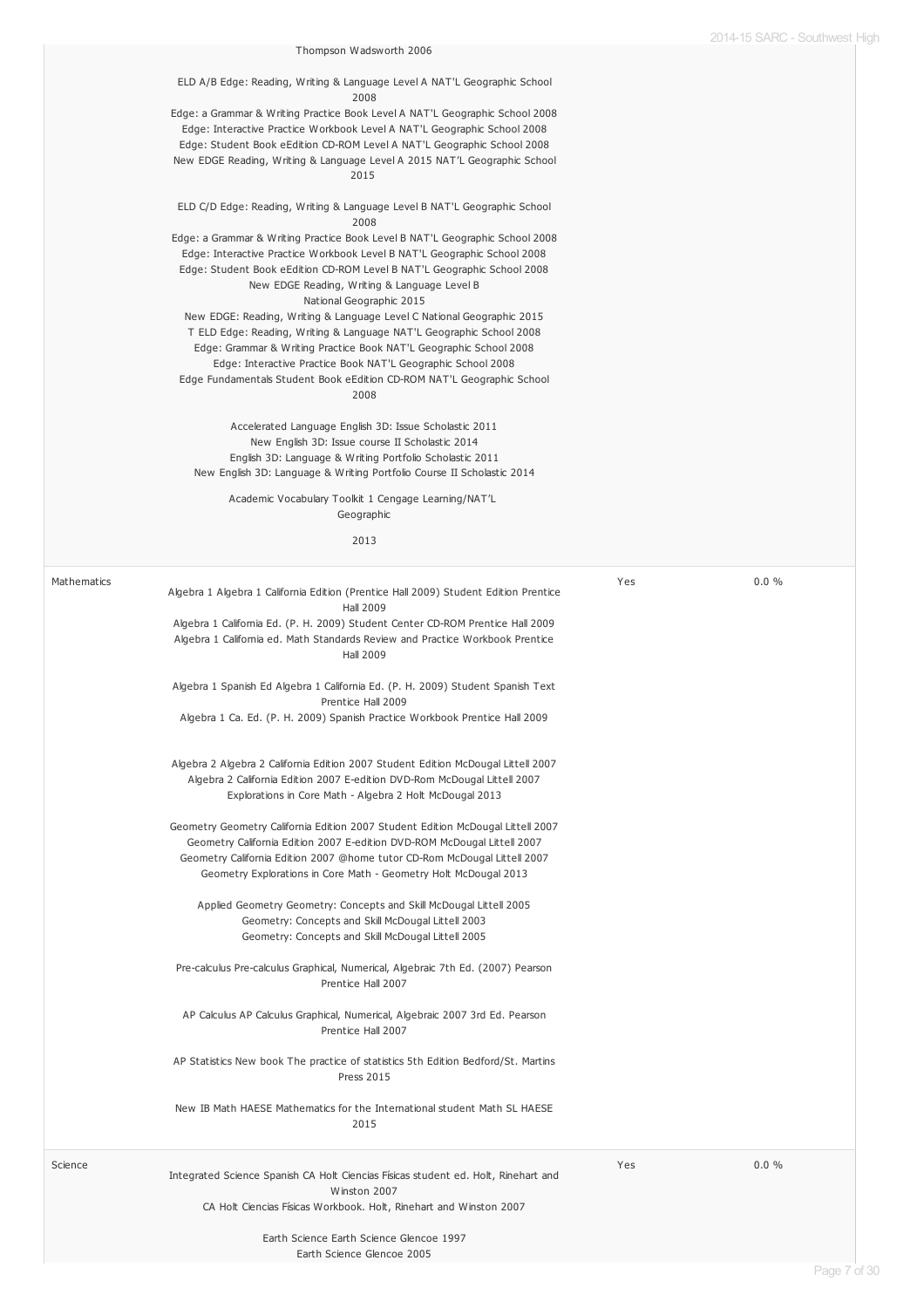| | | | |
|---|---|---|---|
| | Thompson Wadsworth 2006<br><br>ELD A/B Edge: Reading, Writing & Language Level A NAT'L Geographic School 2008<br>Edge: a Grammar & Writing Practice Book Level A NAT'L Geographic School 2008<br>Edge: Interactive Practice Workbook Level A NAT'L Geographic School 2008<br>Edge: Student Book eEdition CD-ROM Level A NAT'L Geographic School 2008<br>New EDGE Reading, Writing & Language Level A 2015 NAT'L Geographic School 2015<br><br>ELD C/D Edge: Reading, Writing & Language Level B NAT'L Geographic School 2008<br>Edge: a Grammar & Writing Practice Book Level B NAT'L Geographic School 2008<br>Edge: Interactive Practice Workbook Level B NAT'L Geographic School 2008<br>Edge: Student Book eEdition CD-ROM Level B NAT'L Geographic School 2008<br>New EDGE Reading, Writing & Language Level B National Geographic 2015<br>New EDGE: Reading, Writing & Language Level C National Geographic 2015<br>T ELD Edge: Reading, Writing & Language NAT'L Geographic School 2008<br>Edge: Grammar & Writing Practice Book NAT'L Geographic School 2008<br>Edge: Interactive Practice Book NAT'L Geographic School 2008<br>Edge Fundamentals Student Book eEdition CD-ROM NAT'L Geographic School 2008<br><br>Accelerated Language English 3D: Issue Scholastic 2011<br>New English 3D: Issue course II Scholastic 2014<br>English 3D: Language & Writing Portfolio Scholastic 2011<br>New English 3D: Language & Writing Portfolio Course II Scholastic 2014<br><br>Academic Vocabulary Toolkit 1 Cengage Learning/NAT'L Geographic<br><br>2013 | | |
| Mathematics | Algebra 1 Algebra 1 California Edition (Prentice Hall 2009) Student Edition Prentice Hall 2009<br>Algebra 1 California Ed. (P. H. 2009) Student Center CD-ROM Prentice Hall 2009<br>Algebra 1 California ed. Math Standards Review and Practice Workbook Prentice Hall 2009<br><br>Algebra 1 Spanish Ed Algebra 1 California Ed. (P. H. 2009) Student Spanish Text Prentice Hall 2009<br>Algebra 1 Ca. Ed. (P. H. 2009) Spanish Practice Workbook Prentice Hall 2009<br><br>Algebra 2 Algebra 2 California Edition 2007 Student Edition McDougal Littell 2007<br>Algebra 2 California Edition 2007 E-edition DVD-Rom McDougal Littell 2007<br>Explorations in Core Math - Algebra 2 Holt McDougal 2013<br><br>Geometry Geometry California Edition 2007 Student Edition McDougal Littell 2007<br>Geometry California Edition 2007 E-edition DVD-ROM McDougal Littell 2007<br>Geometry California Edition 2007 @home tutor CD-Rom McDougal Littell 2007<br>Geometry Explorations in Core Math - Geometry Holt McDougal 2013<br><br>Applied Geometry Geometry: Concepts and Skill McDougal Littell 2005<br>Geometry: Concepts and Skill McDougal Littell 2003<br>Geometry: Concepts and Skill McDougal Littell 2005<br><br>Pre-calculus Pre-calculus Graphical, Numerical, Algebraic 7th Ed. (2007) Pearson Prentice Hall 2007<br><br>AP Calculus AP Calculus Graphical, Numerical, Algebraic 2007 3rd Ed. Pearson Prentice Hall 2007<br><br>AP Statistics New book The practice of statistics 5th Edition Bedford/St. Martins Press 2015<br><br>New IB Math HAESE Mathematics for the International student Math SL HAESE 2015 | Yes | 0.0 % |
| Science | Integrated Science Spanish CA Holt Ciencias Físicas student ed. Holt, Rinehart and Winston 2007<br>CA Holt Ciencias Físicas Workbook. Holt, Rinehart and Winston 2007<br><br>Earth Science Earth Science Glencoe 1997<br>Earth Science Glencoe 2005 | Yes | 0.0 % |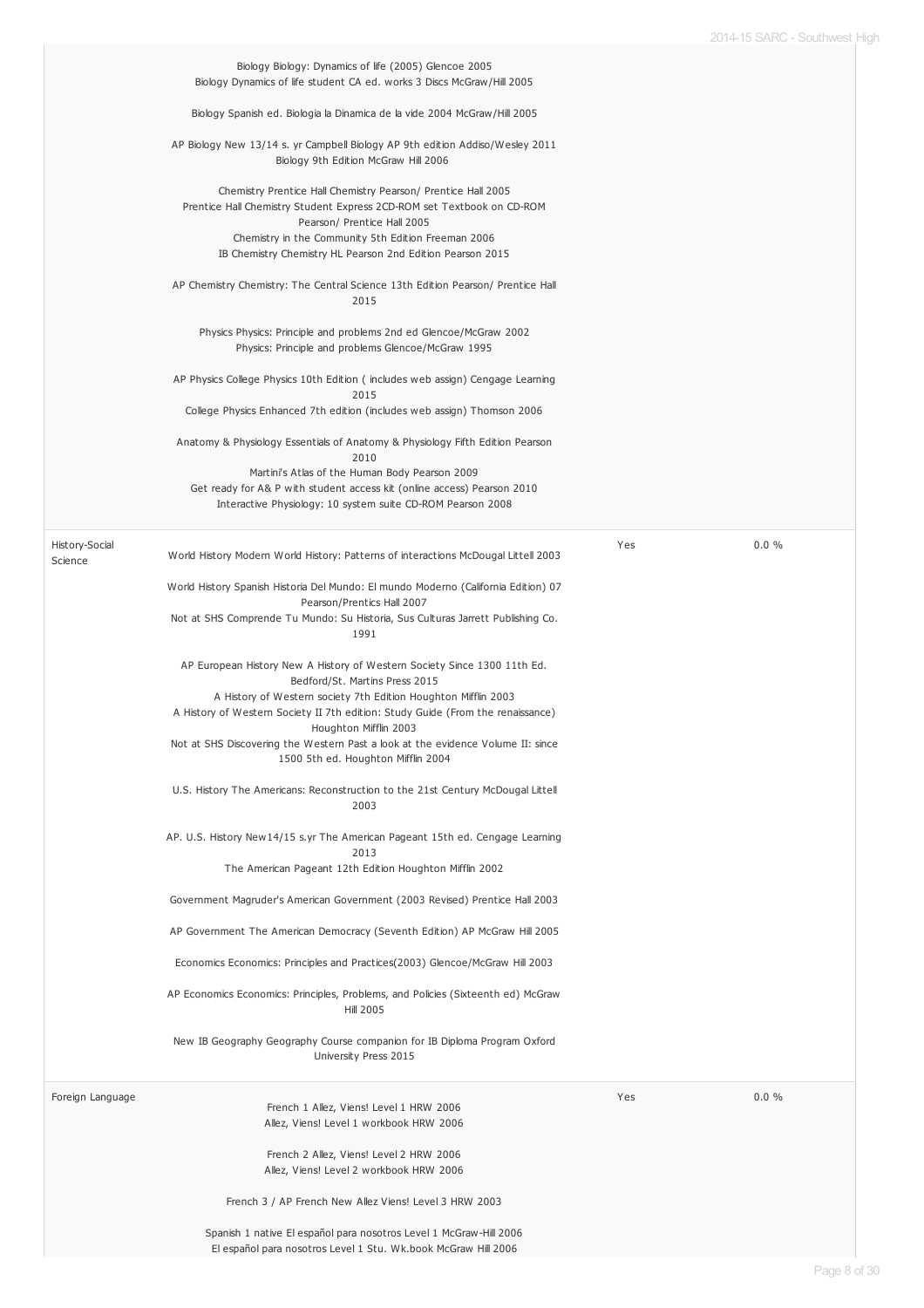| | | | |
|---|---|---|---|
| | Biology Biology: Dynamics of life (2005) Glencoe 2005<br>Biology Dynamics of life student CA ed. works 3 Discs McGraw/Hill 2005<br><br>Biology Spanish ed. Biologia la Dinamica de la vide 2004 McGraw/Hill 2005<br><br>AP Biology New 13/14 s. yr Campbell Biology AP 9th edition Addiso/Wesley 2011<br>Biology 9th Edition McGraw Hill 2006<br><br>Chemistry Prentice Hall Chemistry Pearson/ Prentice Hall 2005<br>Prentice Hall Chemistry Student Express 2CD-ROM set Textbook on CD-ROM Pearson/ Prentice Hall 2005<br>Chemistry in the Community 5th Edition Freeman 2006<br>IB Chemistry Chemistry HL Pearson 2nd Edition Pearson 2015<br><br>AP Chemistry Chemistry: The Central Science 13th Edition Pearson/ Prentice Hall 2015<br><br>Physics Physics: Principle and problems 2nd ed Glencoe/McGraw 2002<br>Physics: Principle and problems Glencoe/McGraw 1995<br><br>AP Physics College Physics 10th Edition ( includes web assign) Cengage Learning 2015<br>College Physics Enhanced 7th edition (includes web assign) Thomson 2006<br><br>Anatomy & Physiology Essentials of Anatomy & Physiology Fifth Edition Pearson 2010<br>Martini's Atlas of the Human Body Pearson 2009<br>Get ready for A& P with student access kit (online access) Pearson 2010<br>Interactive Physiology: 10 system suite CD-ROM Pearson 2008 | | |
| History-Social Science | World History Modern World History: Patterns of interactions McDougal Littell 2003<br><br>World History Spanish Historia Del Mundo: El mundo Moderno (California Edition) 07 Pearson/Prentics Hall 2007<br>Not at SHS Comprende Tu Mundo: Su Historia, Sus Culturas Jarrett Publishing Co. 1991<br><br>AP European History New A History of Western Society Since 1300 11th Ed. Bedford/St. Martins Press 2015<br>A History of Western society 7th Edition Houghton Mifflin 2003<br>A History of Western Society II 7th edition: Study Guide (From the renaissance) Houghton Mifflin 2003<br>Not at SHS Discovering the Western Past a look at the evidence Volume II: since 1500 5th ed. Houghton Mifflin 2004<br><br>U.S. History The Americans: Reconstruction to the 21st Century McDougal Littell 2003<br><br>AP. U.S. History New14/15 s.yr The American Pageant 15th ed. Cengage Learning 2013<br>The American Pageant 12th Edition Houghton Mifflin 2002<br><br>Government Magruder's American Government (2003 Revised) Prentice Hall 2003<br><br>AP Government The American Democracy (Seventh Edition) AP McGraw Hill 2005<br><br>Economics Economics: Principles and Practices(2003) Glencoe/McGraw Hill 2003<br><br>AP Economics Economics: Principles, Problems, and Policies (Sixteenth ed) McGraw Hill 2005<br><br>New IB Geography Geography Course companion for IB Diploma Program Oxford University Press 2015 | Yes | 0.0 % |
| Foreign Language | French 1 Allez, Viens! Level 1 HRW 2006<br>Allez, Viens! Level 1 workbook HRW 2006<br><br>French 2 Allez, Viens! Level 2 HRW 2006<br>Allez, Viens! Level 2 workbook HRW 2006<br><br>French 3 / AP French New Allez Viens! Level 3 HRW 2003<br><br>Spanish 1 native El español para nosotros Level 1 McGraw-Hill 2006<br>El español para nosotros Level 1 Stu. Wk.book McGraw Hill 2006 | Yes | 0.0 % |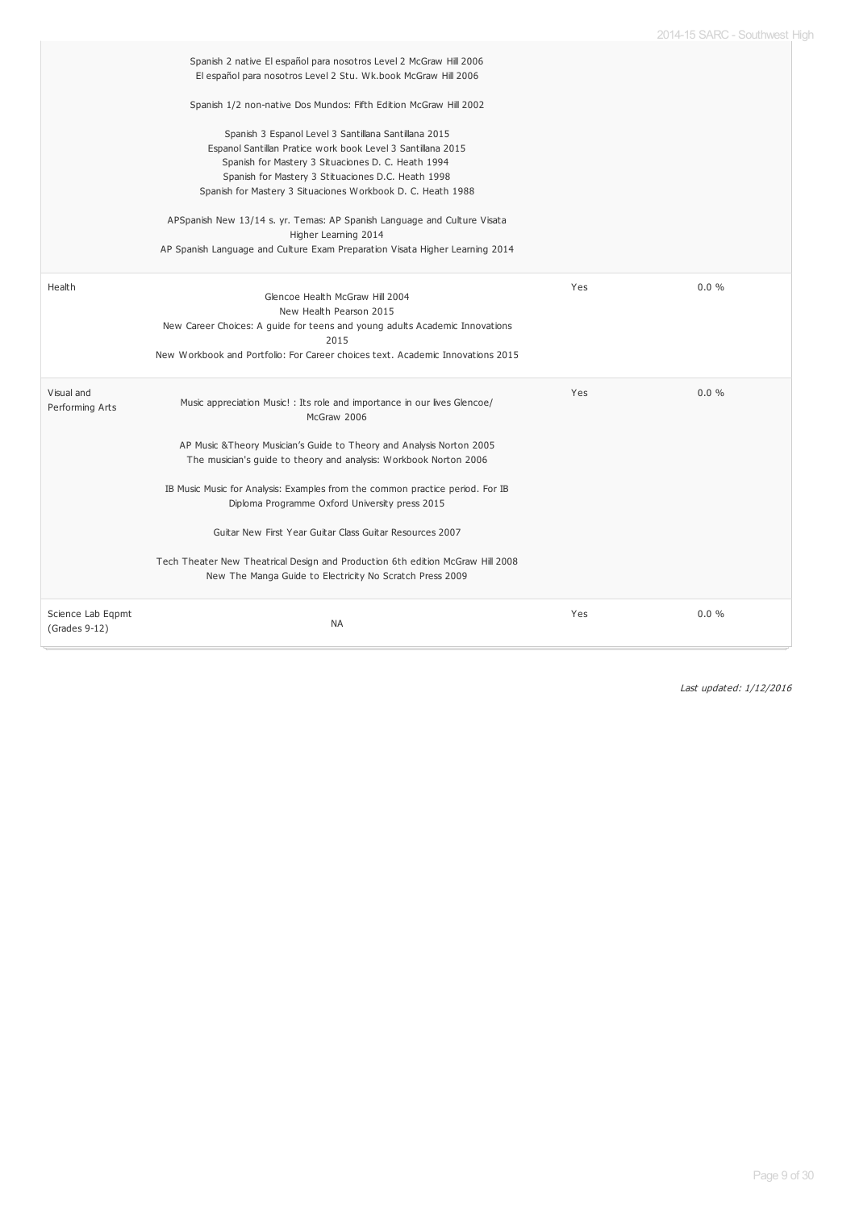| | | | |
|---|---|---|---|
| | Spanish 2 native El español para nosotros Level 2 McGraw Hill 2006<br>El español para nosotros Level 2 Stu. Wk.book McGraw Hill 2006<br><br>Spanish 1/2 non-native Dos Mundos: Fifth Edition McGraw Hill 2002<br><br>Spanish 3 Espanol Level 3 Santillana Santillana 2015<br>Espanol Santillan Pratice work book Level 3 Santillana 2015<br>Spanish for Mastery 3 Situaciones D. C. Heath 1994<br>Spanish for Mastery 3 Stituaciones D.C. Heath 1998<br>Spanish for Mastery 3 Situaciones Workbook D. C. Heath 1988<br><br>APSpanish New 13/14 s. yr. Temas: AP Spanish Language and Culture Visata Higher Learning 2014<br>AP Spanish Language and Culture Exam Preparation Visata Higher Learning 2014 | | |
| Health | Glencoe Health McGraw Hill 2004<br>New Health Pearson 2015<br>New Career Choices: A guide for teens and young adults Academic Innovations 2015<br>New Workbook and Portfolio: For Career choices text. Academic Innovations 2015 | Yes | 0.0 % |
| Visual and Performing Arts | Music appreciation Music! : Its role and importance in our lives Glencoe/ McGraw 2006<br><br>AP Music &Theory Musician's Guide to Theory and Analysis Norton 2005<br>The musician's guide to theory and analysis: Workbook Norton 2006<br><br>IB Music Music for Analysis: Examples from the common practice period. For IB Diploma Programme Oxford University press 2015<br><br>Guitar New First Year Guitar Class Guitar Resources 2007<br><br>Tech Theater New Theatrical Design and Production 6th edition McGraw Hill 2008<br>New The Manga Guide to Electricity No Scratch Press 2009 | Yes | 0.0 % |
| Science Lab Eqpmt (Grades 9-12) | NA | Yes | 0.0 % |

*Last updated: 1/12/2016*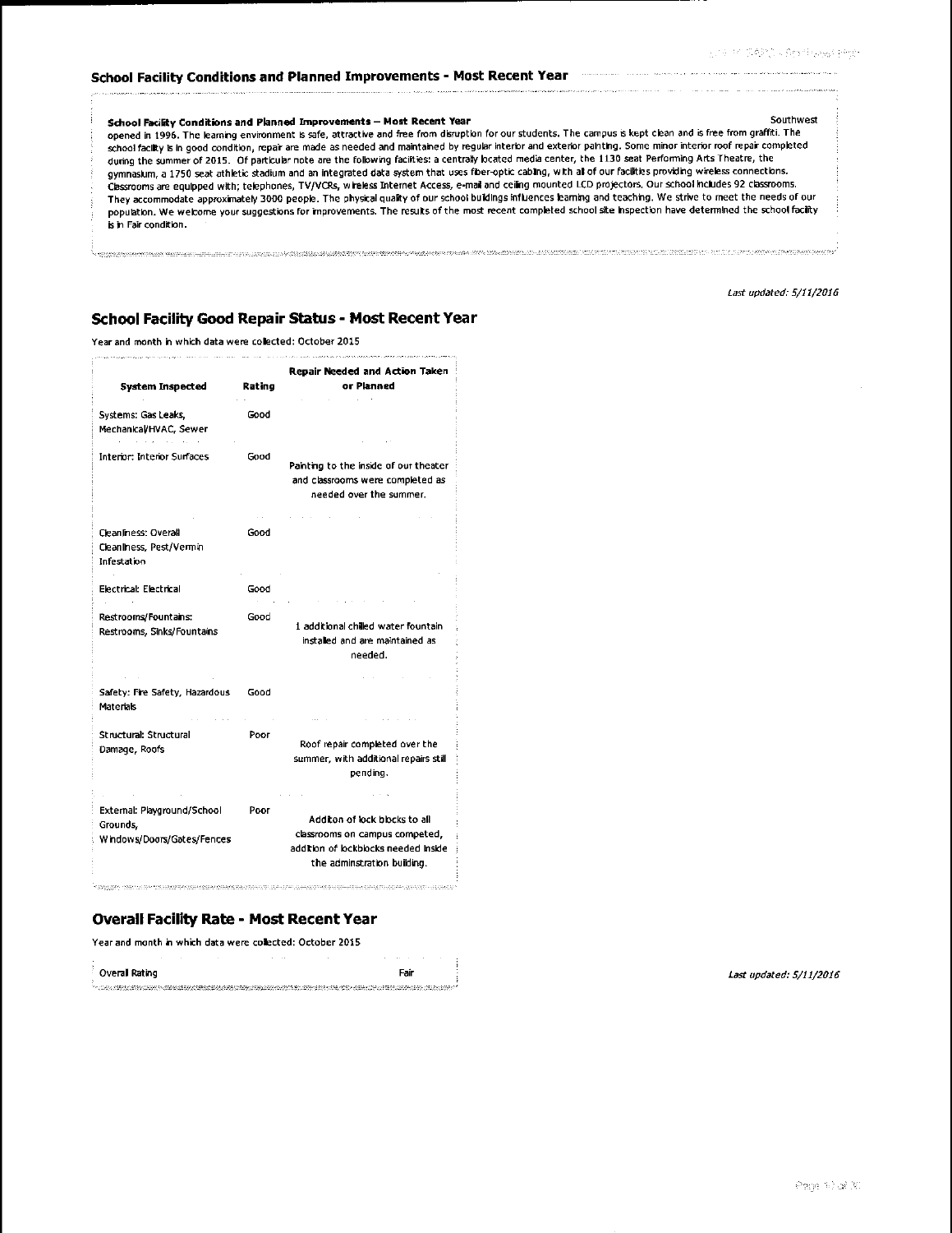## School Facility Conditions and Planned Improvements - Most Recent Year

**School Facility Conditions and Planned Improvements – Most Recent Year** Southwest opened in 1996. The learning environment is safe, attractive and free from disruption for our students. The campus is kept clean and is free from graffiti. The school facility is in good condition, repair are made as needed and maintained by regular interior and exterior painting. Some minor interior roof repair completed during the summer of 2015. Of particular note are the following facilities: a centrally located media center, the 1130 seat Performing Arts Theatre, the gymnasium, a 1750 seat athletic stadium and an integrated data system that uses fiber-optic cabling, with all of our facilities providing wireless connections. Classrooms are equipped with; telephones, TV/VCRs, wireless Internet Access, e-mail and ceiling mounted LCD projectors. Our school includes 92 classrooms. They accommodate approximately 3000 people. The physical quality of our school buildings influences learning and teaching. We strive to meet the needs of our population. We welcome your suggestions for improvements. The results of the most recent completed school site inspection have determined the school facility is in Fair condition.

*Last updated: 5/11/2016*

## School Facility Good Repair Status - Most Recent Year

Year and month in which data were collected: October 2015

| System Inspected | Rating | Repair Needed and Action Taken or Planned |
|---|---|---|
| Systems: Gas Leaks, Mechanical/HVAC, Sewer | Good | |
| Interior: Interior Surfaces | Good | Painting to the inside of our theater and classrooms were completed as needed over the summer. |
| Cleanliness: Overall Cleanliness, Pest/Vermin Infestation | Good | |
| Electrical: Electrical | Good | |
| Restrooms/Fountains: Restrooms, Sinks/Fountains | Good | 1 additional chilled water fountain installed and are maintained as needed. |
| Safety: Fire Safety, Hazardous Materials | Good | |
| Structural: Structural Damage, Roofs | Poor | Roof repair completed over the summer, with additional repairs still pending. |
| External: Playground/School Grounds, Windows/Doors/Gates/Fences | Poor | Additon of lock blocks to all classrooms on campus competed, addition of lockblocks needed inside the adminstration building. |

## Overall Facility Rate - Most Recent Year

Year and month in which data were collected: October 2015

| | |
|---|---|
| Overall Rating | Fair |

*Last updated: 5/11/2016*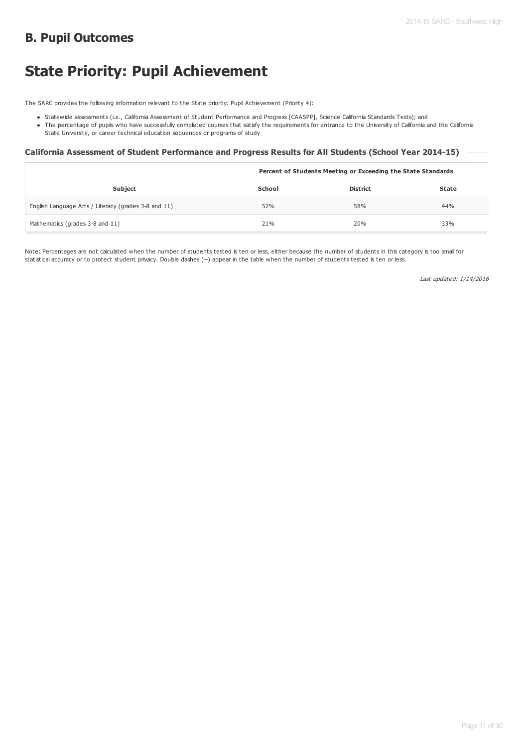## B. Pupil Outcomes

# State Priority: Pupil Achievement

The SARC provides the following information relevant to the State priority: Pupil Achievement (Priority 4):

- Statewide assessments (i.e., California Assessment of Student Performance and Progress [CAASPP], Science California Standards Tests); and
- The percentage of pupils who have successfully completed courses that satisfy the requirements for entrance to the University of California and the California State University, or career technical education sequences or programs of study

### California Assessment of Student Performance and Progress Results for All Students (School Year 2014-15)

| | Percent of Students Meeting or Exceeding the State Standards | | |
|---|---|---|---|
| **Subject** | **School** | **District** | **State** |
| English Language Arts / Literacy (grades 3-8 and 11) | 52% | 58% | 44% |
| Mathematics (grades 3-8 and 11) | 21% | 20% | 33% |

Note: Percentages are not calculated when the number of students tested is ten or less, either because the number of students in this category is too small for statistical accuracy or to protect student privacy. Double dashes (--) appear in the table when the number of students tested is ten or less.

*Last updated: 1/14/2016*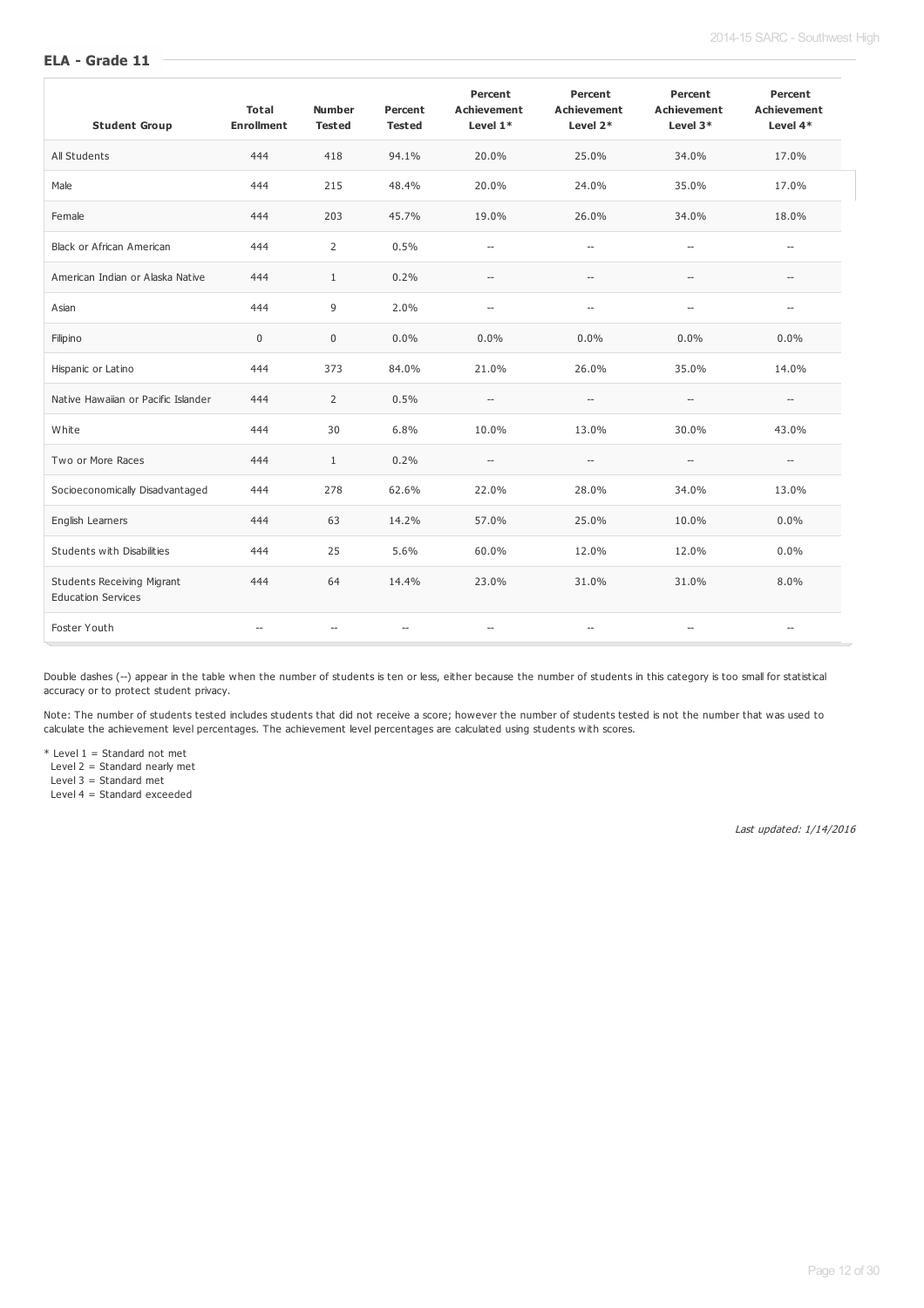## ELA - Grade 11

| Student Group | Total Enrollment | Number Tested | Percent Tested | Percent Achievement Level 1* | Percent Achievement Level 2* | Percent Achievement Level 3* | Percent Achievement Level 4* |
|---|---|---|---|---|---|---|---|
| All Students | 444 | 418 | 94.1% | 20.0% | 25.0% | 34.0% | 17.0% |
| Male | 444 | 215 | 48.4% | 20.0% | 24.0% | 35.0% | 17.0% |
| Female | 444 | 203 | 45.7% | 19.0% | 26.0% | 34.0% | 18.0% |
| Black or African American | 444 | 2 | 0.5% | -- | -- | -- | -- |
| American Indian or Alaska Native | 444 | 1 | 0.2% | -- | -- | -- | -- |
| Asian | 444 | 9 | 2.0% | -- | -- | -- | -- |
| Filipino | 0 | 0 | 0.0% | 0.0% | 0.0% | 0.0% | 0.0% |
| Hispanic or Latino | 444 | 373 | 84.0% | 21.0% | 26.0% | 35.0% | 14.0% |
| Native Hawaiian or Pacific Islander | 444 | 2 | 0.5% | -- | -- | -- | -- |
| White | 444 | 30 | 6.8% | 10.0% | 13.0% | 30.0% | 43.0% |
| Two or More Races | 444 | 1 | 0.2% | -- | -- | -- | -- |
| Socioeconomically Disadvantaged | 444 | 278 | 62.6% | 22.0% | 28.0% | 34.0% | 13.0% |
| English Learners | 444 | 63 | 14.2% | 57.0% | 25.0% | 10.0% | 0.0% |
| Students with Disabilities | 444 | 25 | 5.6% | 60.0% | 12.0% | 12.0% | 0.0% |
| Students Receiving Migrant Education Services | 444 | 64 | 14.4% | 23.0% | 31.0% | 31.0% | 8.0% |
| Foster Youth | -- | -- | -- | -- | -- | -- | -- |

Double dashes (--) appear in the table when the number of students is ten or less, either because the number of students in this category is too small for statistical accuracy or to protect student privacy.

Note: The number of students tested includes students that did not receive a score; however the number of students tested is not the number that was used to calculate the achievement level percentages. The achievement level percentages are calculated using students with scores.

* Level 1 = Standard not met
Level 2 = Standard nearly met
Level 3 = Standard met
Level 4 = Standard exceeded

*Last updated: 1/14/2016*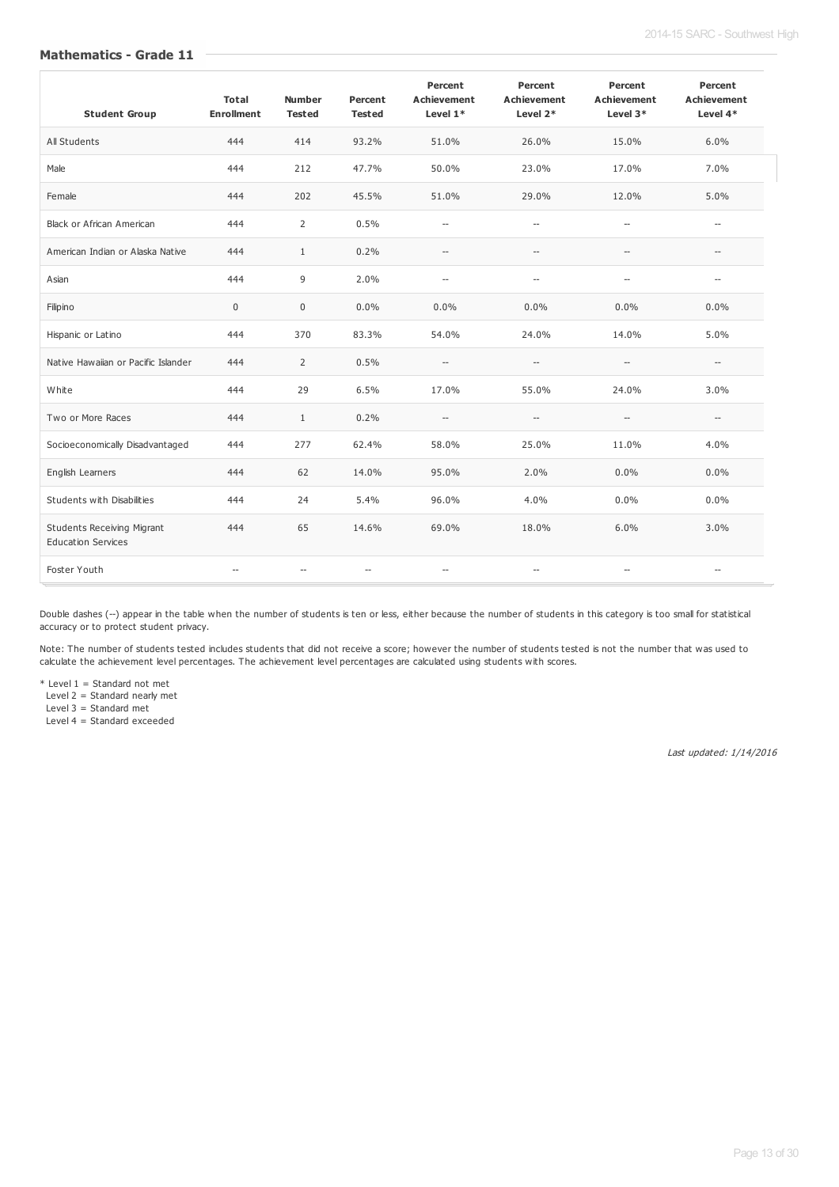### Mathematics - Grade 11

| Student Group | Total Enrollment | Number Tested | Percent Tested | Percent Achievement Level 1* | Percent Achievement Level 2* | Percent Achievement Level 3* | Percent Achievement Level 4* |
|---|---|---|---|---|---|---|---|
| All Students | 444 | 414 | 93.2% | 51.0% | 26.0% | 15.0% | 6.0% |
| Male | 444 | 212 | 47.7% | 50.0% | 23.0% | 17.0% | 7.0% |
| Female | 444 | 202 | 45.5% | 51.0% | 29.0% | 12.0% | 5.0% |
| Black or African American | 444 | 2 | 0.5% | -- | -- | -- | -- |
| American Indian or Alaska Native | 444 | 1 | 0.2% | -- | -- | -- | -- |
| Asian | 444 | 9 | 2.0% | -- | -- | -- | -- |
| Filipino | 0 | 0 | 0.0% | 0.0% | 0.0% | 0.0% | 0.0% |
| Hispanic or Latino | 444 | 370 | 83.3% | 54.0% | 24.0% | 14.0% | 5.0% |
| Native Hawaiian or Pacific Islander | 444 | 2 | 0.5% | -- | -- | -- | -- |
| White | 444 | 29 | 6.5% | 17.0% | 55.0% | 24.0% | 3.0% |
| Two or More Races | 444 | 1 | 0.2% | -- | -- | -- | -- |
| Socioeconomically Disadvantaged | 444 | 277 | 62.4% | 58.0% | 25.0% | 11.0% | 4.0% |
| English Learners | 444 | 62 | 14.0% | 95.0% | 2.0% | 0.0% | 0.0% |
| Students with Disabilities | 444 | 24 | 5.4% | 96.0% | 4.0% | 0.0% | 0.0% |
| Students Receiving Migrant Education Services | 444 | 65 | 14.6% | 69.0% | 18.0% | 6.0% | 3.0% |
| Foster Youth | -- | -- | -- | -- | -- | -- | -- |

Double dashes (--) appear in the table when the number of students is ten or less, either because the number of students in this category is too small for statistical accuracy or to protect student privacy.

Note: The number of students tested includes students that did not receive a score; however the number of students tested is not the number that was used to calculate the achievement level percentages. The achievement level percentages are calculated using students with scores.

* Level 1 = Standard not met
Level 2 = Standard nearly met
Level 3 = Standard met
Level 4 = Standard exceeded

*Last updated: 1/14/2016*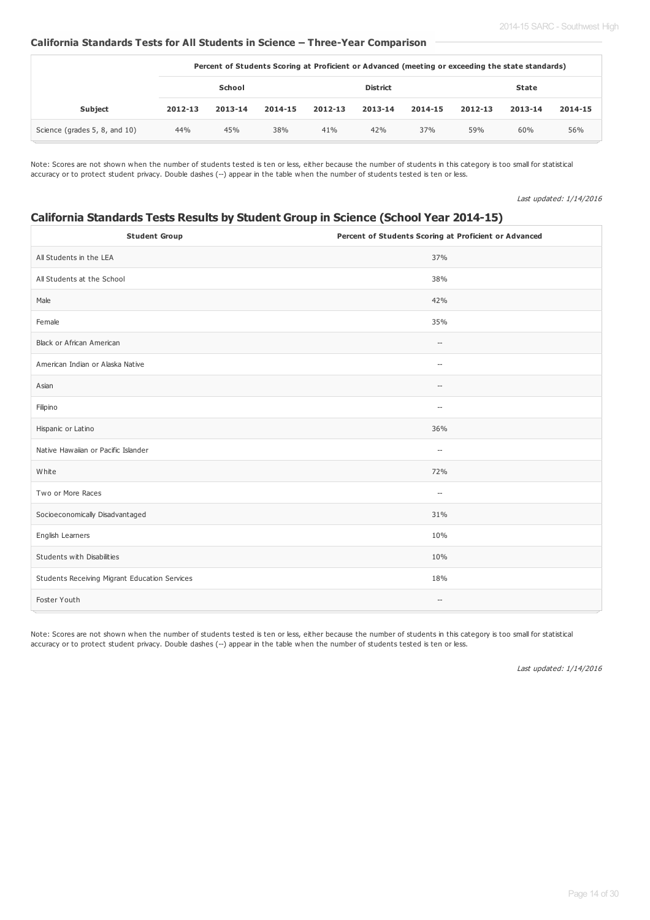### California Standards Tests for All Students in Science – Three-Year Comparison

| | Percent of Students Scoring at Proficient or Advanced (meeting or exceeding the state standards) | | | | | | | | |
|---|---|---|---|---|---|---|---|---|---|
| | School | | | District | | | State | | |
| Subject | 2012-13 | 2013-14 | 2014-15 | 2012-13 | 2013-14 | 2014-15 | 2012-13 | 2013-14 | 2014-15 |
| Science (grades 5, 8, and 10) | 44% | 45% | 38% | 41% | 42% | 37% | 59% | 60% | 56% |

Note: Scores are not shown when the number of students tested is ten or less, either because the number of students in this category is too small for statistical accuracy or to protect student privacy. Double dashes (--) appear in the table when the number of students tested is ten or less.

*Last updated: 1/14/2016*

## California Standards Tests Results by Student Group in Science (School Year 2014-15)

| Student Group | Percent of Students Scoring at Proficient or Advanced |
|---|---|
| All Students in the LEA | 37% |
| All Students at the School | 38% |
| Male | 42% |
| Female | 35% |
| Black or African American | -- |
| American Indian or Alaska Native | -- |
| Asian | -- |
| Filipino | -- |
| Hispanic or Latino | 36% |
| Native Hawaiian or Pacific Islander | -- |
| White | 72% |
| Two or More Races | -- |
| Socioeconomically Disadvantaged | 31% |
| English Learners | 10% |
| Students with Disabilities | 10% |
| Students Receiving Migrant Education Services | 18% |
| Foster Youth | -- |

Note: Scores are not shown when the number of students tested is ten or less, either because the number of students in this category is too small for statistical accuracy or to protect student privacy. Double dashes (--) appear in the table when the number of students tested is ten or less.

*Last updated: 1/14/2016*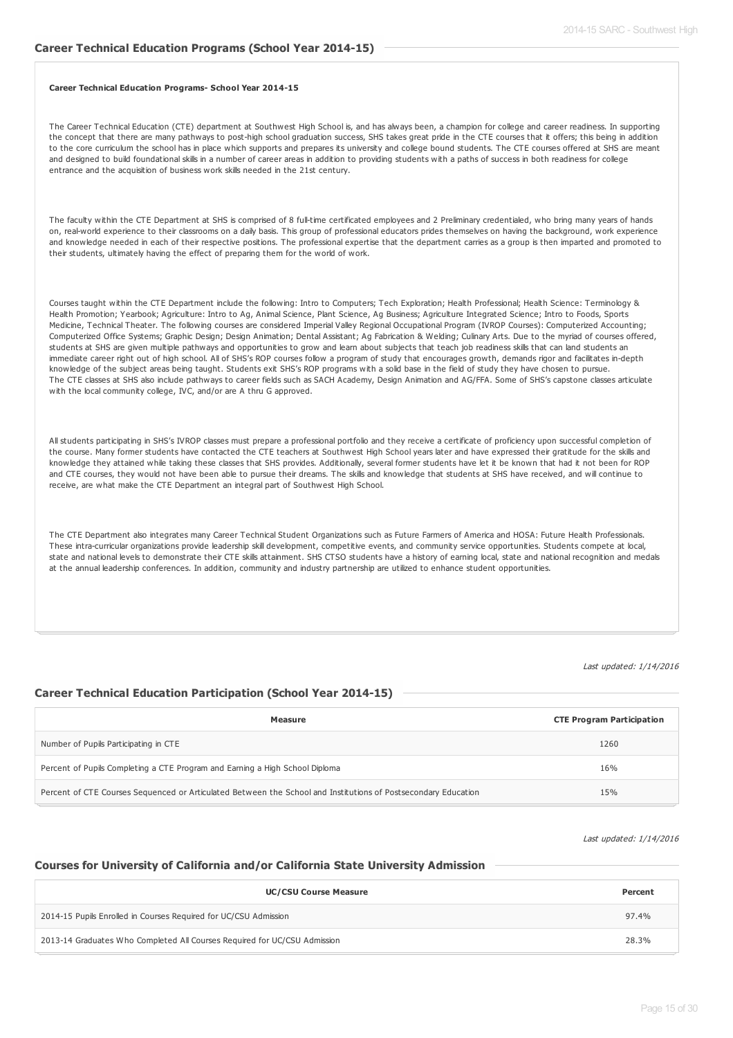## Career Technical Education Programs (School Year 2014-15)

**Career Technical Education Programs- School Year 2014-15**

The Career Technical Education (CTE) department at Southwest High School is, and has always been, a champion for college and career readiness. In supporting the concept that there are many pathways to post-high school graduation success, SHS takes great pride in the CTE courses that it offers; this being in addition to the core curriculum the school has in place which supports and prepares its university and college bound students. The CTE courses offered at SHS are meant and designed to build foundational skills in a number of career areas in addition to providing students with a paths of success in both readiness for college entrance and the acquisition of business work skills needed in the 21st century.

The faculty within the CTE Department at SHS is comprised of 8 full-time certificated employees and 2 Preliminary credentialed, who bring many years of hands on, real-world experience to their classrooms on a daily basis. This group of professional educators prides themselves on having the background, work experience and knowledge needed in each of their respective positions. The professional expertise that the department carries as a group is then imparted and promoted to their students, ultimately having the effect of preparing them for the world of work.

Courses taught within the CTE Department include the following: Intro to Computers; Tech Exploration; Health Professional; Health Science: Terminology & Health Promotion; Yearbook; Agriculture: Intro to Ag, Animal Science, Plant Science, Ag Business; Agriculture Integrated Science; Intro to Foods, Sports Medicine, Technical Theater. The following courses are considered Imperial Valley Regional Occupational Program (IVROP Courses): Computerized Accounting; Computerized Office Systems; Graphic Design; Design Animation; Dental Assistant; Ag Fabrication & Welding; Culinary Arts. Due to the myriad of courses offered, students at SHS are given multiple pathways and opportunities to grow and learn about subjects that teach job readiness skills that can land students an immediate career right out of high school. All of SHS's ROP courses follow a program of study that encourages growth, demands rigor and facilitates in-depth knowledge of the subject areas being taught. Students exit SHS's ROP programs with a solid base in the field of study they have chosen to pursue. The CTE classes at SHS also include pathways to career fields such as SACH Academy, Design Animation and AG/FFA. Some of SHS's capstone classes articulate with the local community college, IVC, and/or are A thru G approved.

All students participating in SHS's IVROP classes must prepare a professional portfolio and they receive a certificate of proficiency upon successful completion of the course. Many former students have contacted the CTE teachers at Southwest High School years later and have expressed their gratitude for the skills and knowledge they attained while taking these classes that SHS provides. Additionally, several former students have let it be known that had it not been for ROP and CTE courses, they would not have been able to pursue their dreams. The skills and knowledge that students at SHS have received, and will continue to receive, are what make the CTE Department an integral part of Southwest High School.

The CTE Department also integrates many Career Technical Student Organizations such as Future Farmers of America and HOSA: Future Health Professionals. These intra-curricular organizations provide leadership skill development, competitive events, and community service opportunities. Students compete at local, state and national levels to demonstrate their CTE skills attainment. SHS CTSO students have a history of earning local, state and national recognition and medals at the annual leadership conferences. In addition, community and industry partnership are utilized to enhance student opportunities.

*Last updated: 1/14/2016*

## Career Technical Education Participation (School Year 2014-15)

| Measure | CTE Program Participation |
|---|---|
| Number of Pupils Participating in CTE | 1260 |
| Percent of Pupils Completing a CTE Program and Earning a High School Diploma | 16% |
| Percent of CTE Courses Sequenced or Articulated Between the School and Institutions of Postsecondary Education | 15% |

*Last updated: 1/14/2016*

## Courses for University of California and/or California State University Admission

| UC/CSU Course Measure | Percent |
|---|---|
| 2014-15 Pupils Enrolled in Courses Required for UC/CSU Admission | 97.4% |
| 2013-14 Graduates Who Completed All Courses Required for UC/CSU Admission | 28.3% |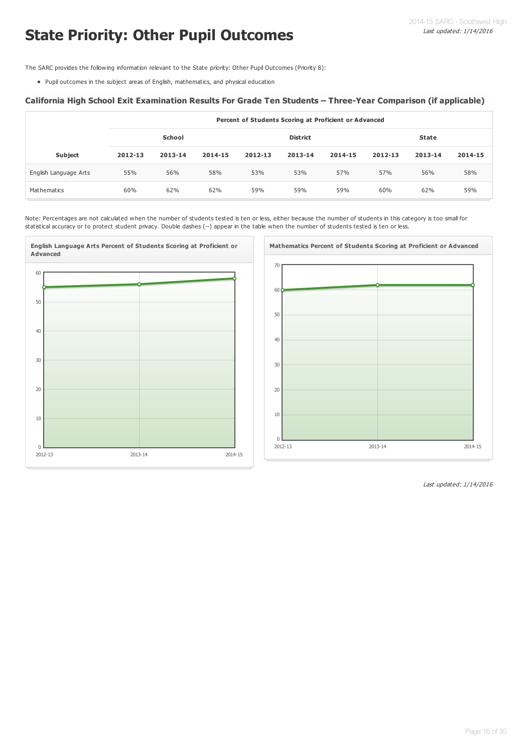# State Priority: Other Pupil Outcomes

The SARC provides the following information relevant to the State priority: Other Pupil Outcomes (Priority 8):

- Pupil outcomes in the subject areas of English, mathematics, and physical education

### California High School Exit Examination Results For Grade Ten Students – Three-Year Comparison (if applicable)

| | Percent of Students Scoring at Proficient or Advanced | | | | | | | | |
|---|---|---|---|---|---|---|---|---|---|
| | School | | | District | | | State | | |
| Subject | 2012-13 | 2013-14 | 2014-15 | 2012-13 | 2013-14 | 2014-15 | 2012-13 | 2013-14 | 2014-15 |
| English Language Arts | 55% | 56% | 58% | 53% | 53% | 57% | 57% | 56% | 58% |
| Mathematics | 60% | 62% | 62% | 59% | 59% | 59% | 60% | 62% | 59% |

Note: Percentages are not calculated when the number of students tested is ten or less, either because the number of students in this category is too small for statistical accuracy or to protect student privacy. Double dashes (--) appear in the table when the number of students tested is ten or less.

**English Language Arts Percent of Students Scoring at Proficient or Advanced**

60
50
40
30
20
10
0
2012-13
2013-14
2014-15

**Mathematics Percent of Students Scoring at Proficient or Advanced**

70
60
50
40
30
20
10
0
2012-13
2013-14
2014-15

*Last updated: 1/14/2016*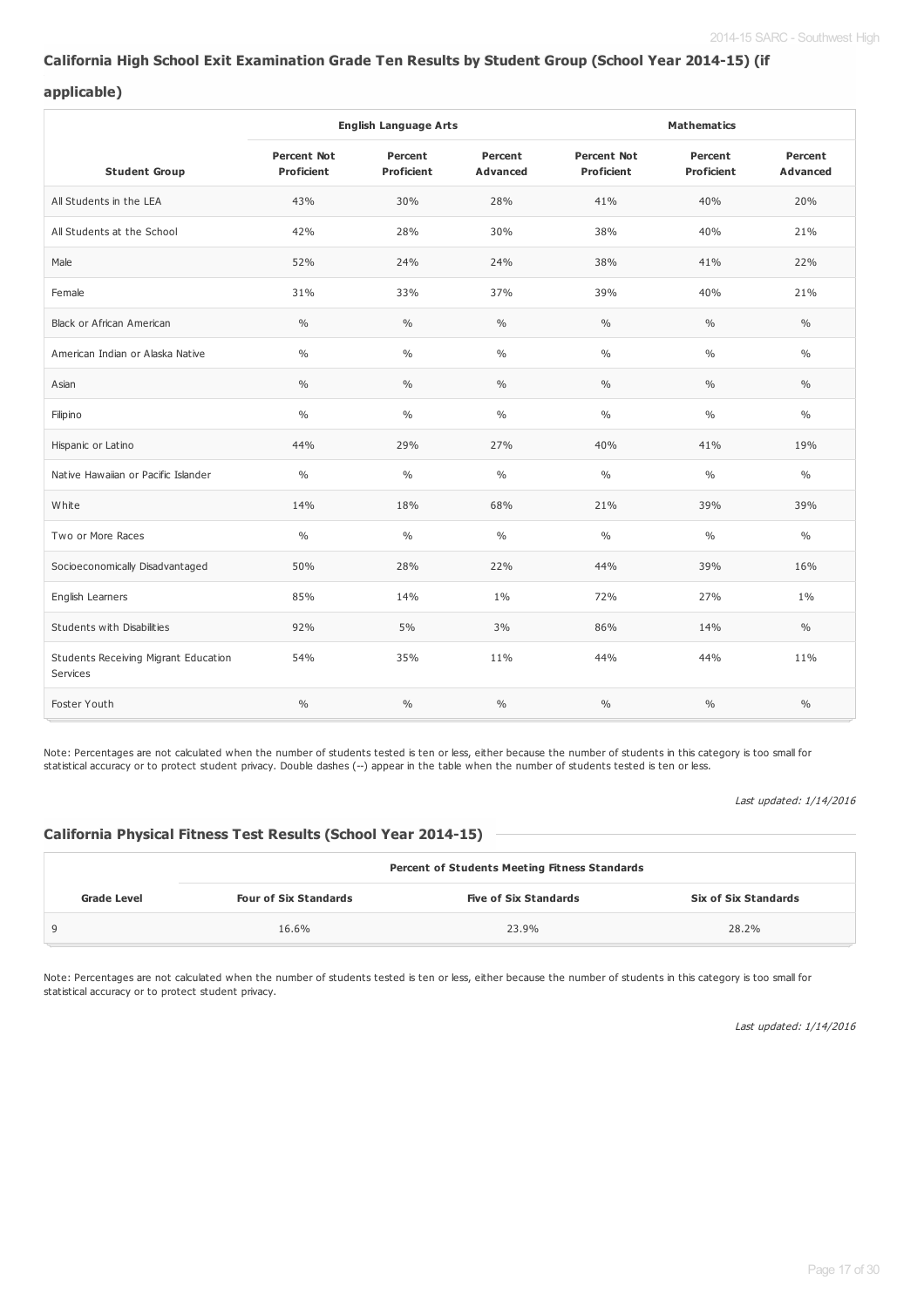## California High School Exit Examination Grade Ten Results by Student Group (School Year 2014-15) (if applicable)

| Student Group | English Language Arts | | | Mathematics | | |
|---|---|---|---|---|---|---|
| | Percent Not Proficient | Percent Proficient | Percent Advanced | Percent Not Proficient | Percent Proficient | Percent Advanced |
| All Students in the LEA | 43% | 30% | 28% | 41% | 40% | 20% |
| All Students at the School | 42% | 28% | 30% | 38% | 40% | 21% |
| Male | 52% | 24% | 24% | 38% | 41% | 22% |
| Female | 31% | 33% | 37% | 39% | 40% | 21% |
| Black or African American | % | % | % | % | % | % |
| American Indian or Alaska Native | % | % | % | % | % | % |
| Asian | % | % | % | % | % | % |
| Filipino | % | % | % | % | % | % |
| Hispanic or Latino | 44% | 29% | 27% | 40% | 41% | 19% |
| Native Hawaiian or Pacific Islander | % | % | % | % | % | % |
| White | 14% | 18% | 68% | 21% | 39% | 39% |
| Two or More Races | % | % | % | % | % | % |
| Socioeconomically Disadvantaged | 50% | 28% | 22% | 44% | 39% | 16% |
| English Learners | 85% | 14% | 1% | 72% | 27% | 1% |
| Students with Disabilities | 92% | 5% | 3% | 86% | 14% | % |
| Students Receiving Migrant Education Services | 54% | 35% | 11% | 44% | 44% | 11% |
| Foster Youth | % | % | % | % | % | % |

Note: Percentages are not calculated when the number of students tested is ten or less, either because the number of students in this category is too small for statistical accuracy or to protect student privacy. Double dashes (--) appear in the table when the number of students tested is ten or less.

*Last updated: 1/14/2016*

## California Physical Fitness Test Results (School Year 2014-15)

| Grade Level | Percent of Students Meeting Fitness Standards | | |
|---|---|---|---|
| | Four of Six Standards | Five of Six Standards | Six of Six Standards |
| 9 | 16.6% | 23.9% | 28.2% |

Note: Percentages are not calculated when the number of students tested is ten or less, either because the number of students in this category is too small for statistical accuracy or to protect student privacy.

*Last updated: 1/14/2016*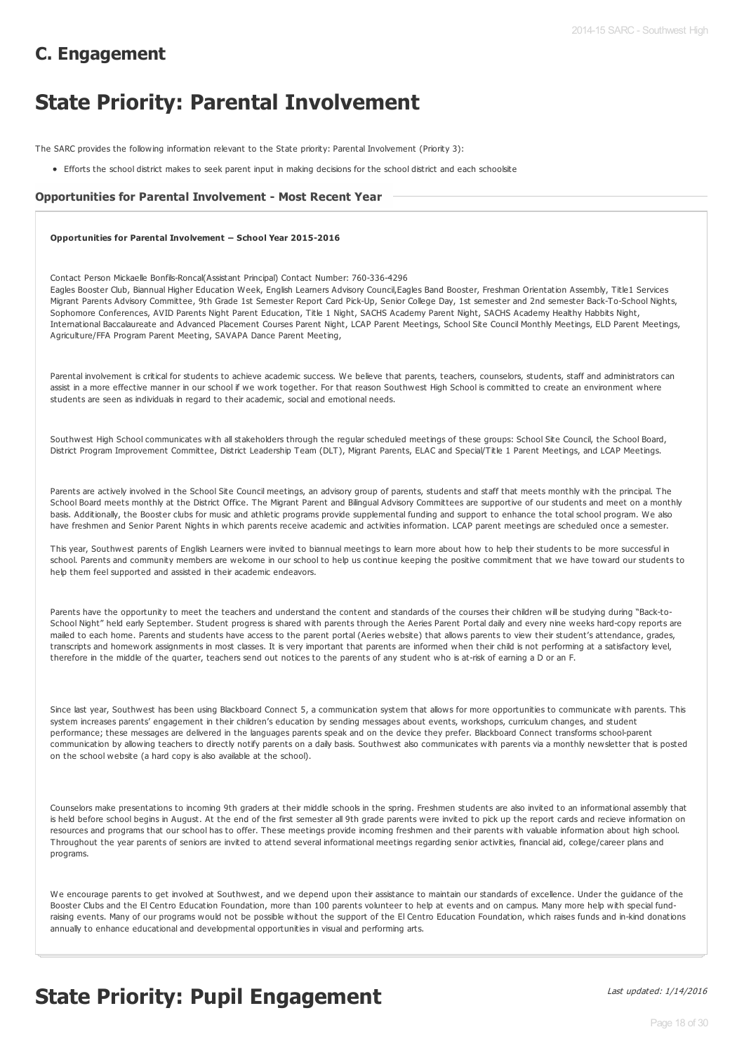## C. Engagement

# State Priority: Parental Involvement

The SARC provides the following information relevant to the State priority: Parental Involvement (Priority 3):

- Efforts the school district makes to seek parent input in making decisions for the school district and each schoolsite

### Opportunities for Parental Involvement - Most Recent Year

**Opportunities for Parental Involvement – School Year 2015-2016**

Contact Person Mickaelle Bonfils-Roncal(Assistant Principal) Contact Number: 760-336-4296
Eagles Booster Club, Biannual Higher Education Week, English Learners Advisory Council,Eagles Band Booster, Freshman Orientation Assembly, Title1 Services Migrant Parents Advisory Committee, 9th Grade 1st Semester Report Card Pick-Up, Senior College Day, 1st semester and 2nd semester Back-To-School Nights, Sophomore Conferences, AVID Parents Night Parent Education, Title 1 Night, SACHS Academy Parent Night, SACHS Academy Healthy Habbits Night, International Baccalaureate and Advanced Placement Courses Parent Night, LCAP Parent Meetings, School Site Council Monthly Meetings, ELD Parent Meetings, Agriculture/FFA Program Parent Meeting, SAVAPA Dance Parent Meeting,

Parental involvement is critical for students to achieve academic success. We believe that parents, teachers, counselors, students, staff and administrators can assist in a more effective manner in our school if we work together. For that reason Southwest High School is committed to create an environment where students are seen as individuals in regard to their academic, social and emotional needs.

Southwest High School communicates with all stakeholders through the regular scheduled meetings of these groups: School Site Council, the School Board, District Program Improvement Committee, District Leadership Team (DLT), Migrant Parents, ELAC and Special/Title 1 Parent Meetings, and LCAP Meetings.

Parents are actively involved in the School Site Council meetings, an advisory group of parents, students and staff that meets monthly with the principal. The School Board meets monthly at the District Office. The Migrant Parent and Bilingual Advisory Committees are supportive of our students and meet on a monthly basis. Additionally, the Booster clubs for music and athletic programs provide supplemental funding and support to enhance the total school program. We also have freshmen and Senior Parent Nights in which parents receive academic and activities information. LCAP parent meetings are scheduled once a semester.

This year, Southwest parents of English Learners were invited to biannual meetings to learn more about how to help their students to be more successful in school. Parents and community members are welcome in our school to help us continue keeping the positive commitment that we have toward our students to help them feel supported and assisted in their academic endeavors.

Parents have the opportunity to meet the teachers and understand the content and standards of the courses their children will be studying during "Back-to-School Night" held early September. Student progress is shared with parents through the Aeries Parent Portal daily and every nine weeks hard-copy reports are mailed to each home. Parents and students have access to the parent portal (Aeries website) that allows parents to view their student's attendance, grades, transcripts and homework assignments in most classes. It is very important that parents are informed when their child is not performing at a satisfactory level, therefore in the middle of the quarter, teachers send out notices to the parents of any student who is at-risk of earning a D or an F.

Since last year, Southwest has been using Blackboard Connect 5, a communication system that allows for more opportunities to communicate with parents. This system increases parents' engagement in their children's education by sending messages about events, workshops, curriculum changes, and student performance; these messages are delivered in the languages parents speak and on the device they prefer. Blackboard Connect transforms school-parent communication by allowing teachers to directly notify parents on a daily basis. Southwest also communicates with parents via a monthly newsletter that is posted on the school website (a hard copy is also available at the school).

Counselors make presentations to incoming 9th graders at their middle schools in the spring. Freshmen students are also invited to an informational assembly that is held before school begins in August. At the end of the first semester all 9th grade parents were invited to pick up the report cards and recieve information on resources and programs that our school has to offer. These meetings provide incoming freshmen and their parents with valuable information about high school. Throughout the year parents of seniors are invited to attend several informational meetings regarding senior activities, financial aid, college/career plans and programs.

We encourage parents to get involved at Southwest, and we depend upon their assistance to maintain our standards of excellence. Under the guidance of the Booster Clubs and the El Centro Education Foundation, more than 100 parents volunteer to help at events and on campus. Many more help with special fund-raising events. Many of our programs would not be possible without the support of the El Centro Education Foundation, which raises funds and in-kind donations annually to enhance educational and developmental opportunities in visual and performing arts.

*Last updated: 1/14/2016*

# State Priority: Pupil Engagement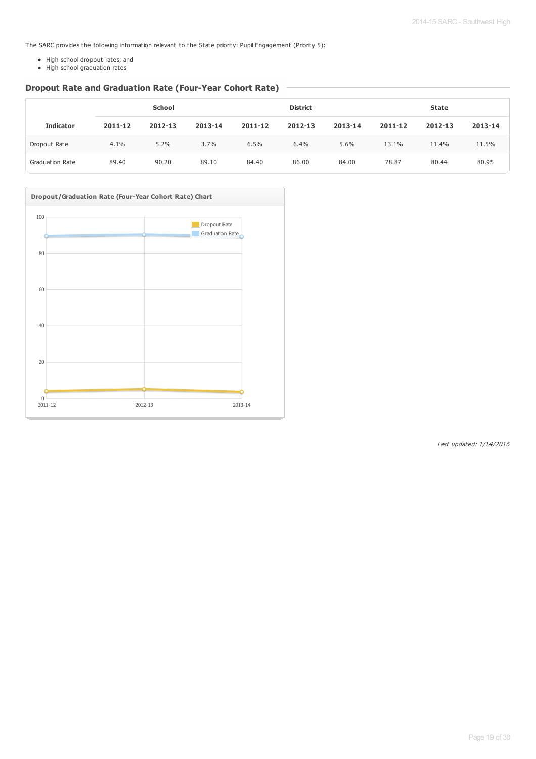The SARC provides the following information relevant to the State priority: Pupil Engagement (Priority 5):

- High school dropout rates; and
- High school graduation rates

## Dropout Rate and Graduation Rate (Four-Year Cohort Rate)

| | School | | | District | | | State | | |
|---|---|---|---|---|---|---|---|---|---|
| **Indicator** | **2011-12** | **2012-13** | **2013-14** | **2011-12** | **2012-13** | **2013-14** | **2011-12** | **2012-13** | **2013-14** |
| Dropout Rate | 4.1% | 5.2% | 3.7% | 6.5% | 6.4% | 5.6% | 13.1% | 11.4% | 11.5% |
| Graduation Rate | 89.40 | 90.20 | 89.10 | 84.40 | 86.00 | 84.00 | 78.87 | 80.44 | 80.95 |

**Dropout/Graduation Rate (Four-Year Cohort Rate) Chart**

100
80
60
40
20
0
2011-12
2012-13
2013-14
Dropout Rate
Graduation Rate

*Last updated: 1/14/2016*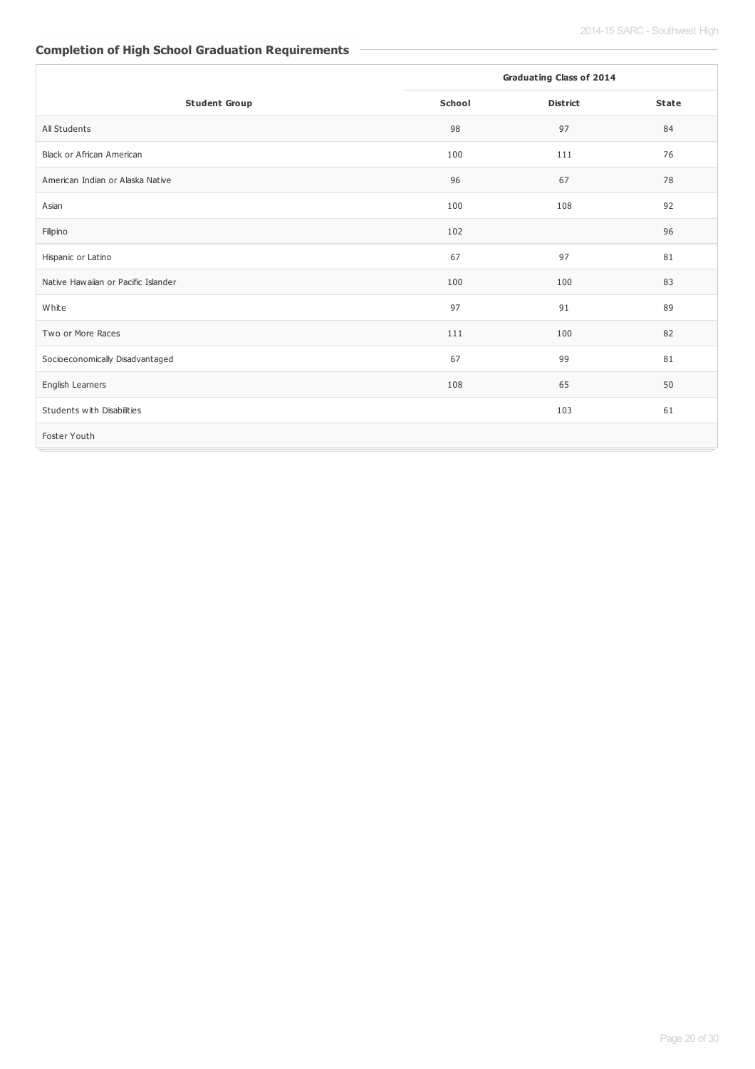## Completion of High School Graduation Requirements

| Student Group | Graduating Class of 2014 | | |
|---|---|---|---|
| | School | District | State |
| All Students | 98 | 97 | 84 |
| Black or African American | 100 | 111 | 76 |
| American Indian or Alaska Native | 96 | 67 | 78 |
| Asian | 100 | 108 | 92 |
| Filipino | 102 | | 96 |
| Hispanic or Latino | 67 | 97 | 81 |
| Native Hawaiian or Pacific Islander | 100 | 100 | 83 |
| White | 97 | 91 | 89 |
| Two or More Races | 111 | 100 | 82 |
| Socioeconomically Disadvantaged | 67 | 99 | 81 |
| English Learners | 108 | 65 | 50 |
| Students with Disabilities | | 103 | 61 |
| Foster Youth | | | |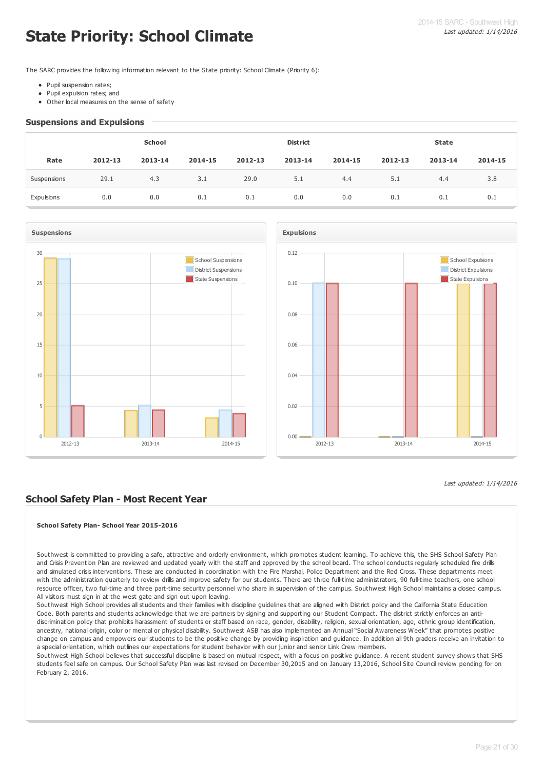# State Priority: School Climate

*Last updated: 1/14/2016*

The SARC provides the following information relevant to the State priority: School Climate (Priority 6):

- Pupil suspension rates;
- Pupil expulsion rates; and
- Other local measures on the sense of safety

## Suspensions and Expulsions

| | School | | | District | | | State | | |
|---|---|---|---|---|---|---|---|---|---|
| Rate | 2012-13 | 2013-14 | 2014-15 | 2012-13 | 2013-14 | 2014-15 | 2012-13 | 2013-14 | 2014-15 |
| Suspensions | 29.1 | 4.3 | 3.1 | 29.0 | 5.1 | 4.4 | 5.1 | 4.4 | 3.8 |
| Expulsions | 0.0 | 0.0 | 0.1 | 0.1 | 0.0 | 0.0 | 0.1 | 0.1 | 0.1 |

Suspensions

School Suspensions
District Suspensions
State Suspensions

30
25
20
15
10
5
0

2012-13
2013-14
2014-15

Expulsions

School Expulsions
District Expulsions
State Expulsions

0.12
0.10
0.08
0.06
0.04
0.02
0.00

2012-13
2013-14
2014-15

*Last updated: 1/14/2016*

## School Safety Plan - Most Recent Year

**School Safety Plan- School Year 2015-2016**

Southwest is committed to providing a safe, attractive and orderly environment, which promotes student learning. To achieve this, the SHS School Safety Plan and Crisis Prevention Plan are reviewed and updated yearly with the staff and approved by the school board. The school conducts regularly scheduled fire drills and simulated crisis interventions. These are conducted in coordination with the Fire Marshal, Police Department and the Red Cross. These departments meet with the administration quarterly to review drills and improve safety for our students. There are three full-time administrators, 90 full-time teachers, one school resource officer, two full-time and three part-time security personnel who share in supervision of the campus. Southwest High School maintains a closed campus. All visitors must sign in at the west gate and sign out upon leaving.
Southwest High School provides all students and their families with discipline guidelines that are aligned with District policy and the California State Education Code. Both parents and students acknowledge that we are partners by signing and supporting our Student Compact. The district strictly enforces an anti-discrimination policy that prohibits harassment of students or staff based on race, gender, disability, religion, sexual orientation, age, ethnic group identification, ancestry, national origin, color or mental or physical disability. Southwest ASB has also implemented an Annual "Social Awareness Week" that promotes positive change on campus and empowers our students to be the positive change by providing inspiration and guidance. In addition all 9th graders receive an invitation to a special orientation, which outlines our expectations for student behavior with our junior and senior Link Crew members.
Southwest High School believes that successful discipline is based on mutual respect, with a focus on positive guidance. A recent student survey shows that SHS students feel safe on campus. Our School Safety Plan was last revised on December 30,2015 and on January 13,2016, School Site Council review pending for on February 2, 2016.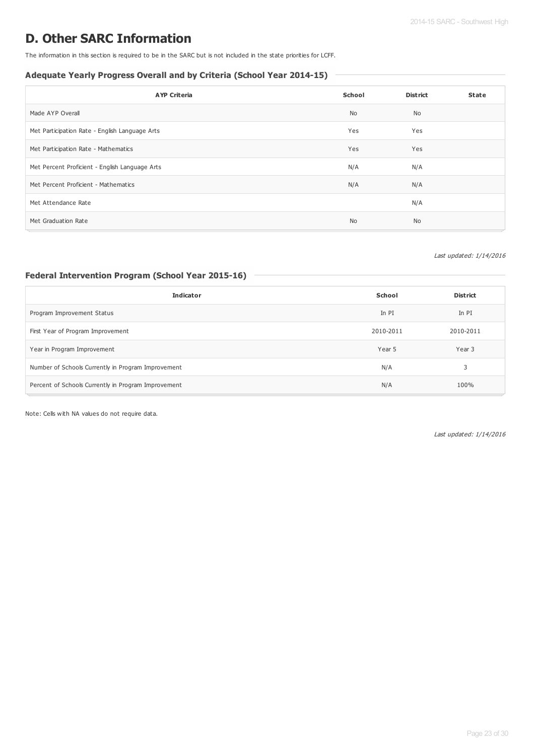# D. Other SARC Information

The information in this section is required to be in the SARC but is not included in the state priorities for LCFF.

### Adequate Yearly Progress Overall and by Criteria (School Year 2014-15)

| AYP Criteria | School | District | State |
|---|---|---|---|
| Made AYP Overall | No | No | |
| Met Participation Rate - English Language Arts | Yes | Yes | |
| Met Participation Rate - Mathematics | Yes | Yes | |
| Met Percent Proficient - English Language Arts | N/A | N/A | |
| Met Percent Proficient - Mathematics | N/A | N/A | |
| Met Attendance Rate | | N/A | |
| Met Graduation Rate | No | No | |

*Last updated: 1/14/2016*

### Federal Intervention Program (School Year 2015-16)

| Indicator | School | District |
|---|---|---|
| Program Improvement Status | In PI | In PI |
| First Year of Program Improvement | 2010-2011 | 2010-2011 |
| Year in Program Improvement | Year 5 | Year 3 |
| Number of Schools Currently in Program Improvement | N/A | 3 |
| Percent of Schools Currently in Program Improvement | N/A | 100% |

Note: Cells with NA values do not require data.

*Last updated: 1/14/2016*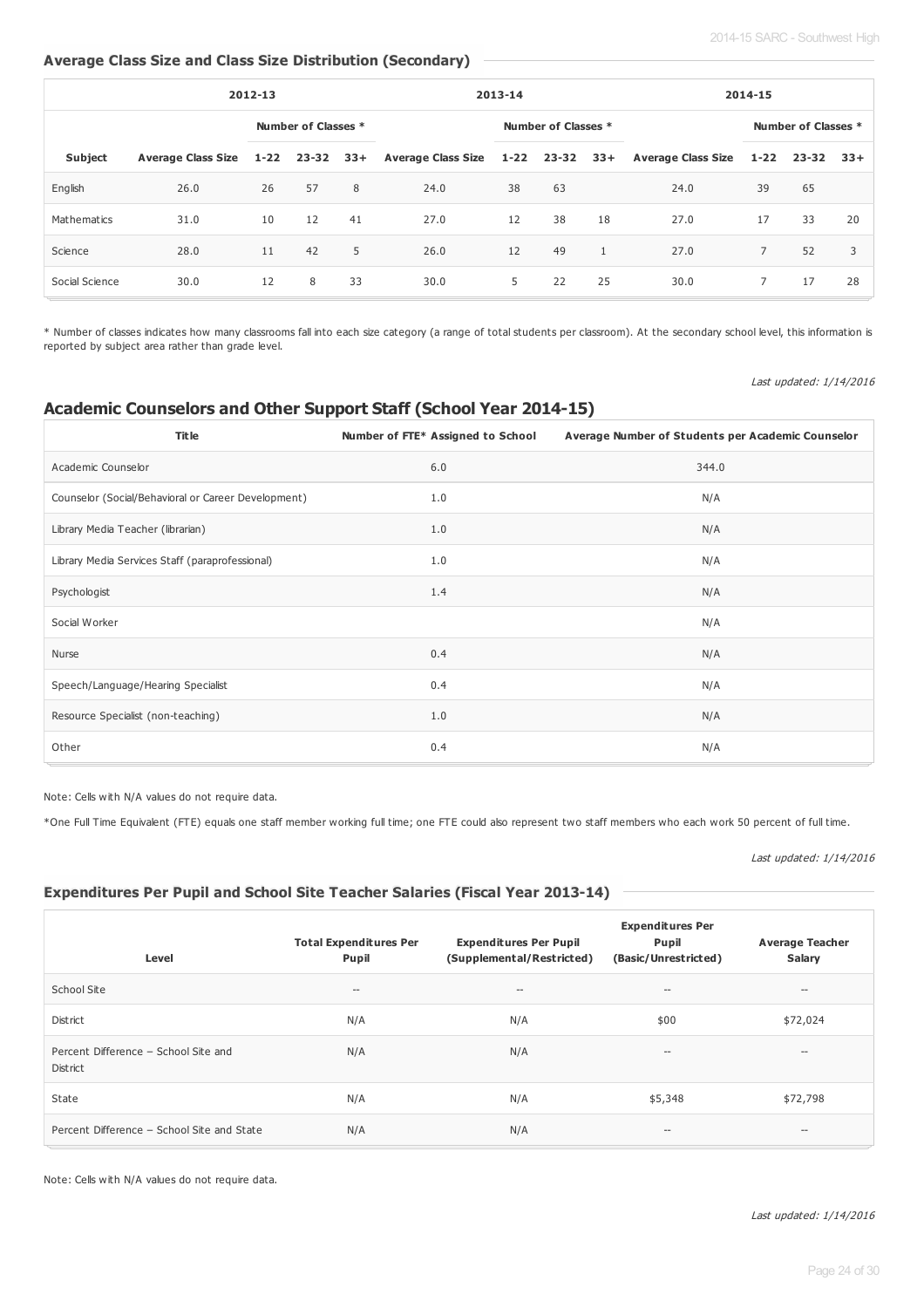### Average Class Size and Class Size Distribution (Secondary)

| | 2012-13 | | | | 2013-14 | | | | 2014-15 | | | |
|---|---|---|---|---|---|---|---|---|---|---|---|---|
| | | Number of Classes * | | | | Number of Classes * | | | | Number of Classes * | | |
| **Subject** | **Average Class Size** | **1-22** | **23-32** | **33+** | **Average Class Size** | **1-22** | **23-32** | **33+** | **Average Class Size** | **1-22** | **23-32** | **33+** |
| English | 26.0 | 26 | 57 | 8 | 24.0 | 38 | 63 | | 24.0 | 39 | 65 | |
| Mathematics | 31.0 | 10 | 12 | 41 | 27.0 | 12 | 38 | 18 | 27.0 | 17 | 33 | 20 |
| Science | 28.0 | 11 | 42 | 5 | 26.0 | 12 | 49 | 1 | 27.0 | 7 | 52 | 3 |
| Social Science | 30.0 | 12 | 8 | 33 | 30.0 | 5 | 22 | 25 | 30.0 | 7 | 17 | 28 |

* Number of classes indicates how many classrooms fall into each size category (a range of total students per classroom). At the secondary school level, this information is reported by subject area rather than grade level.

*Last updated: 1/14/2016*

## Academic Counselors and Other Support Staff (School Year 2014-15)

| Title | Number of FTE* Assigned to School | Average Number of Students per Academic Counselor |
|---|---|---|
| Academic Counselor | 6.0 | 344.0 |
| Counselor (Social/Behavioral or Career Development) | 1.0 | N/A |
| Library Media Teacher (librarian) | 1.0 | N/A |
| Library Media Services Staff (paraprofessional) | 1.0 | N/A |
| Psychologist | 1.4 | N/A |
| Social Worker | | N/A |
| Nurse | 0.4 | N/A |
| Speech/Language/Hearing Specialist | 0.4 | N/A |
| Resource Specialist (non-teaching) | 1.0 | N/A |
| Other | 0.4 | N/A |

Note: Cells with N/A values do not require data.

*One Full Time Equivalent (FTE) equals one staff member working full time; one FTE could also represent two staff members who each work 50 percent of full time.

*Last updated: 1/14/2016*

### Expenditures Per Pupil and School Site Teacher Salaries (Fiscal Year 2013-14)

| Level | Total Expenditures Per Pupil | Expenditures Per Pupil (Supplemental/Restricted) | Expenditures Per Pupil (Basic/Unrestricted) | Average Teacher Salary |
|---|---|---|---|---|
| School Site | -- | -- | -- | -- |
| District | N/A | N/A | $00 | $72,024 |
| Percent Difference – School Site and District | N/A | N/A | -- | -- |
| State | N/A | N/A | $5,348 | $72,798 |
| Percent Difference – School Site and State | N/A | N/A | -- | -- |

Note: Cells with N/A values do not require data.

*Last updated: 1/14/2016*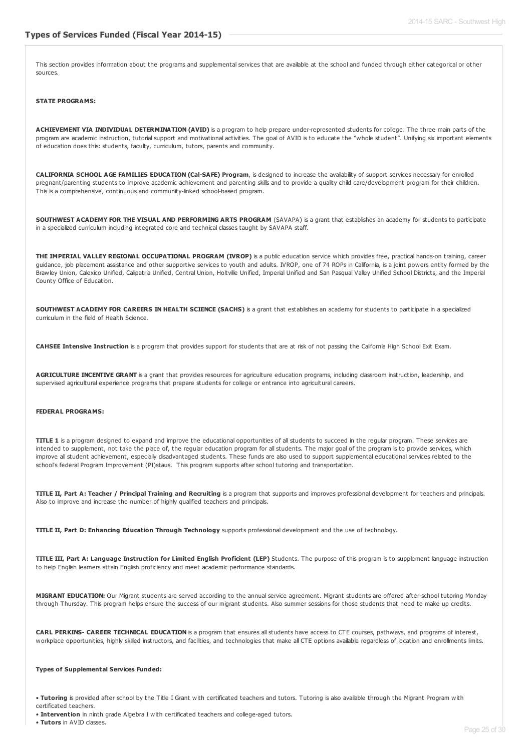## Types of Services Funded (Fiscal Year 2014-15)

This section provides information about the programs and supplemental services that are available at the school and funded through either categorical or other sources.

**STATE PROGRAMS:**

**ACHIEVEMENT VIA INDIVIDUAL DETERMINATION (AVID)** is a program to help prepare under-represented students for college. The three main parts of the program are academic instruction, tutorial support and motivational activities. The goal of AVID is to educate the "whole student". Unifying six important elements of education does this: students, faculty, curriculum, tutors, parents and community.

**CALIFORNIA SCHOOL AGE FAMILIES EDUCATION (Cal-SAFE) Program**, is designed to increase the availability of support services necessary for enrolled pregnant/parenting students to improve academic achievement and parenting skills and to provide a quality child care/development program for their children. This is a comprehensive, continuous and community-linked school-based program.

**SOUTHWEST ACADEMY FOR THE VISUAL AND PERFORMING ARTS PROGRAM** (SAVAPA) is a grant that establishes an academy for students to participate in a specialized curriculum including integrated core and technical classes taught by SAVAPA staff.

**THE IMPERIAL VALLEY REGIONAL OCCUPATIONAL PROGRAM (IVROP)** is a public education service which provides free, practical hands-on training, career guidance, job placement assistance and other supportive services to youth and adults. IVROP, one of 74 ROPs in California, is a joint powers entity formed by the Brawley Union, Calexico Unified, Calipatria Unified, Central Union, Holtville Unified, Imperial Unified and San Pasqual Valley Unified School Districts, and the Imperial County Office of Education.

**SOUTHWEST ACADEMY FOR CAREERS IN HEALTH SCIENCE (SACHS)** is a grant that establishes an academy for students to participate in a specialized curriculum in the field of Health Science.

**CAHSEE Intensive Instruction** is a program that provides support for students that are at risk of not passing the California High School Exit Exam.

**AGRICULTURE INCENTIVE GRANT** is a grant that provides resources for agriculture education programs, including classroom instruction, leadership, and supervised agricultural experience programs that prepare students for college or entrance into agricultural careers.

**FEDERAL PROGRAMS:**

**TITLE 1** is a program designed to expand and improve the educational opportunities of all students to succeed in the regular program. These services are intended to supplement, not take the place of, the regular education program for all students. The major goal of the program is to provide services, which improve all student achievement, especially disadvantaged students. These funds are also used to support supplemental educational services related to the school's federal Program Improvement (PI)staus. This program supports after school tutoring and transportation.

**TITLE II, Part A: Teacher / Principal Training and Recruiting** is a program that supports and improves professional development for teachers and principals. Also to improve and increase the number of highly qualified teachers and principals.

**TITLE II, Part D: Enhancing Education Through Technology** supports professional development and the use of technology.

**TITLE III, Part A: Language Instruction for Limited English Proficient (LEP)** Students. The purpose of this program is to supplement language instruction to help English learners attain English proficiency and meet academic performance standards.

**MIGRANT EDUCATION:** Our Migrant students are served according to the annual service agreement. Migrant students are offered after-school tutoring Monday through Thursday. This program helps ensure the success of our migrant students. Also summer sessions for those students that need to make up credits.

**CARL PERKINS- CAREER TECHNICAL EDUCATION** is a program that ensures all students have access to CTE courses, pathways, and programs of interest, workplace opportunities, highly skilled instructors, and facilities, and technologies that make all CTE options available regardless of location and enrollments limits.

**Types of Supplemental Services Funded:**

- **Tutoring** is provided after school by the Title I Grant with certificated teachers and tutors. Tutoring is also available through the Migrant Program with certificated teachers.
- **Intervention** in ninth grade Algebra I with certificated teachers and college-aged tutors.
- **Tutors** in AVID classes.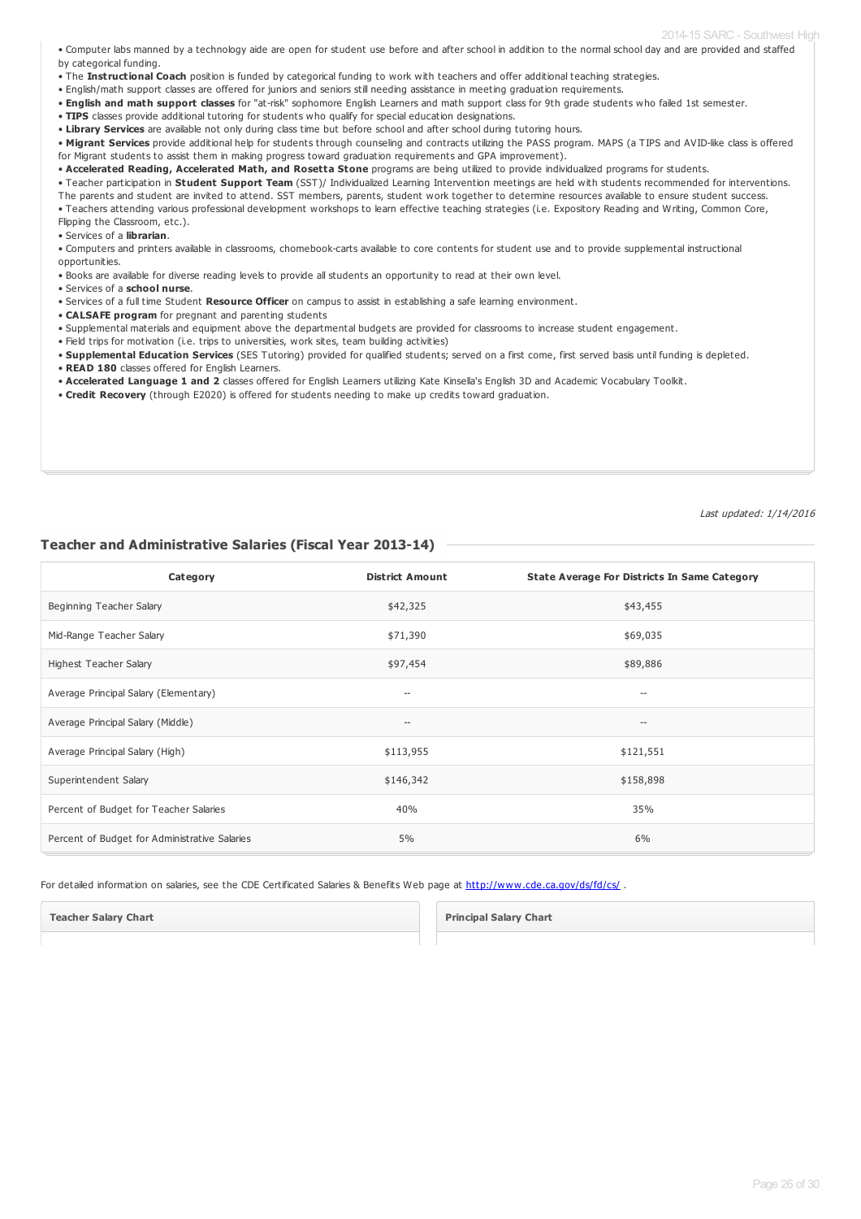- Computer labs manned by a technology aide are open for student use before and after school in addition to the normal school day and are provided and staffed by categorical funding.
- The **Instructional Coach** position is funded by categorical funding to work with teachers and offer additional teaching strategies.
- English/math support classes are offered for juniors and seniors still needing assistance in meeting graduation requirements.
- **English and math support classes** for "at-risk" sophomore English Learners and math support class for 9th grade students who failed 1st semester.
- **TIPS** classes provide additional tutoring for students who qualify for special education designations.
- **Library Services** are available not only during class time but before school and after school during tutoring hours.
- **Migrant Services** provide additional help for students through counseling and contracts utilizing the PASS program. MAPS (a TIPS and AVID-like class is offered for Migrant students to assist them in making progress toward graduation requirements and GPA improvement).
- **Accelerated Reading, Accelerated Math, and Rosetta Stone** programs are being utilized to provide individualized programs for students.
- Teacher participation in **Student Support Team** (SST)/ Individualized Learning Intervention meetings are held with students recommended for interventions. The parents and student are invited to attend. SST members, parents, student work together to determine resources available to ensure student success.
- Teachers attending various professional development workshops to learn effective teaching strategies (i.e. Expository Reading and Writing, Common Core, Flipping the Classroom, etc.).
- Services of a **librarian**.
- Computers and printers available in classrooms, chromebook-carts available to core contents for student use and to provide supplemental instructional opportunities.
- Books are available for diverse reading levels to provide all students an opportunity to read at their own level.
- Services of a **school nurse**.
- Services of a full time Student **Resource Officer** on campus to assist in establishing a safe learning environment.
- **CALSAFE program** for pregnant and parenting students
- Supplemental materials and equipment above the departmental budgets are provided for classrooms to increase student engagement.
- Field trips for motivation (i.e. trips to universities, work sites, team building activities)
- **Supplemental Education Services** (SES Tutoring) provided for qualified students; served on a first come, first served basis until funding is depleted.
- **READ 180** classes offered for English Learners.
- **Accelerated Language 1 and 2** classes offered for English Learners utilizing Kate Kinsella's English 3D and Academic Vocabulary Toolkit.
- **Credit Recovery** (through E2020) is offered for students needing to make up credits toward graduation.

*Last updated: 1/14/2016*

## Teacher and Administrative Salaries (Fiscal Year 2013-14)

| Category | District Amount | State Average For Districts In Same Category |
|---|---|---|
| Beginning Teacher Salary | $42,325 | $43,455 |
| Mid-Range Teacher Salary | $71,390 | $69,035 |
| Highest Teacher Salary | $97,454 | $89,886 |
| Average Principal Salary (Elementary) | -- | -- |
| Average Principal Salary (Middle) | -- | -- |
| Average Principal Salary (High) | $113,955 | $121,551 |
| Superintendent Salary | $146,342 | $158,898 |
| Percent of Budget for Teacher Salaries | 40% | 35% |
| Percent of Budget for Administrative Salaries | 5% | 6% |

For detailed information on salaries, see the CDE Certificated Salaries & Benefits Web page at http://www.cde.ca.gov/ds/fd/cs/ .

**Teacher Salary Chart**

**Principal Salary Chart**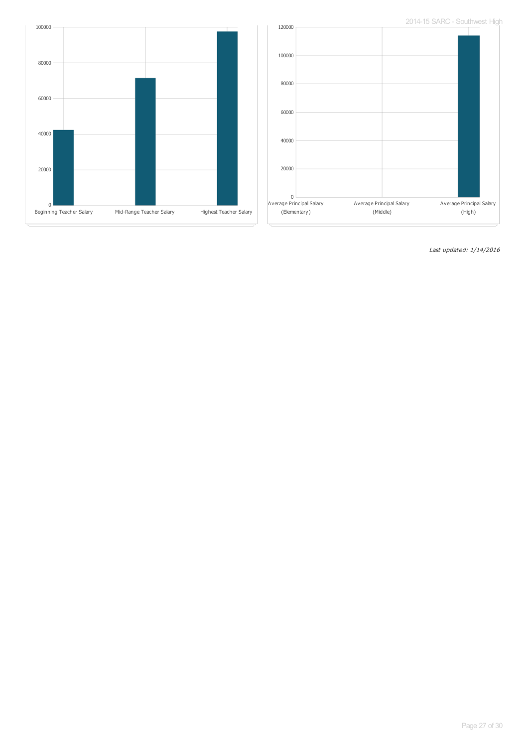100000
80000
60000
40000
20000
0

Beginning Teacher Salary
Mid-Range Teacher Salary
Highest Teacher Salary

120000
100000
80000
60000
40000
20000
0

Average Principal Salary (Elementary)
Average Principal Salary (Middle)
Average Principal Salary (High)

*Last updated: 1/14/2016*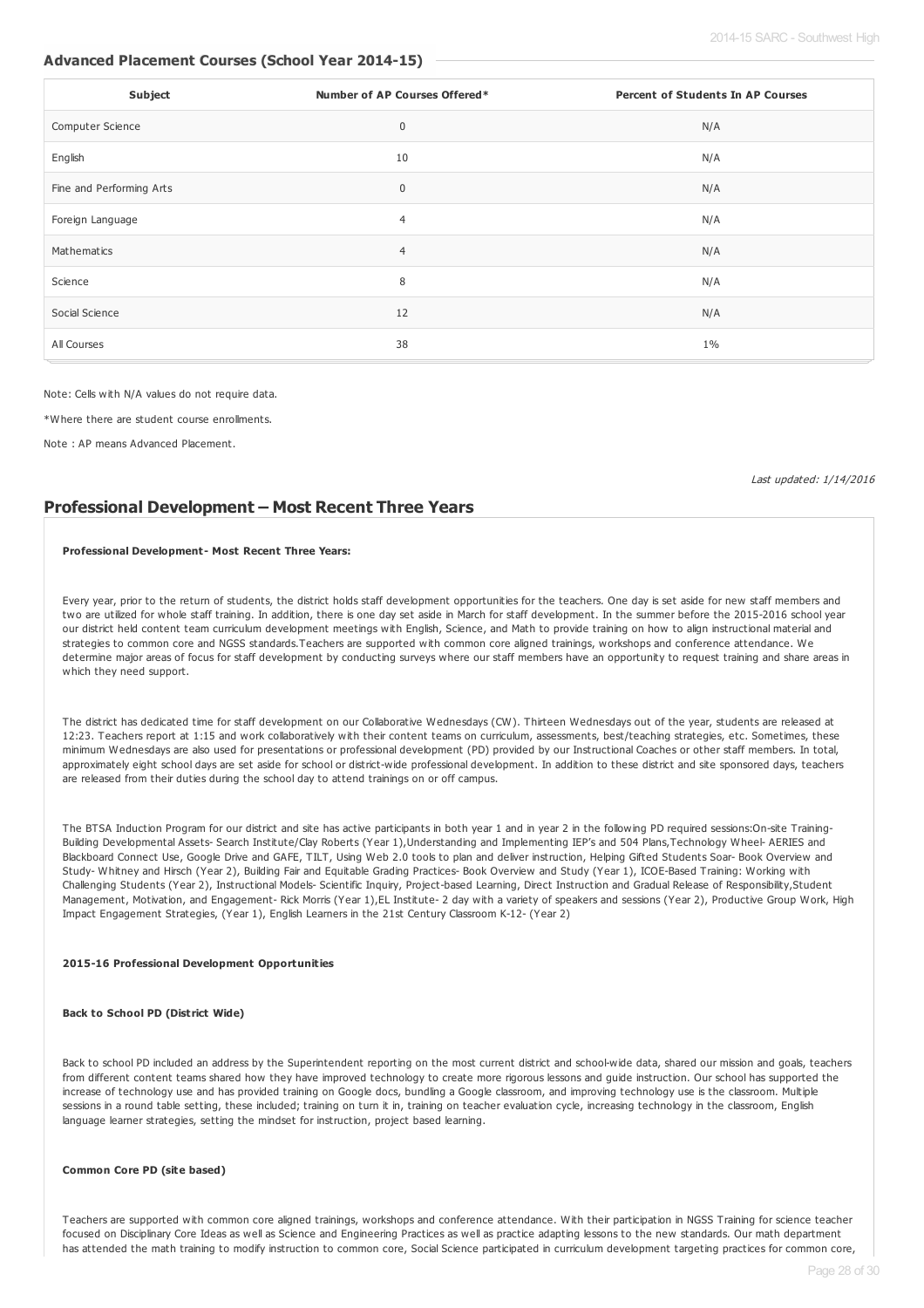### Advanced Placement Courses (School Year 2014-15)

| Subject | Number of AP Courses Offered* | Percent of Students In AP Courses |
|---|---|---|
| Computer Science | 0 | N/A |
| English | 10 | N/A |
| Fine and Performing Arts | 0 | N/A |
| Foreign Language | 4 | N/A |
| Mathematics | 4 | N/A |
| Science | 8 | N/A |
| Social Science | 12 | N/A |
| All Courses | 38 | 1% |

Note: Cells with N/A values do not require data.

*Where there are student course enrollments.

Note : AP means Advanced Placement.

*Last updated: 1/14/2016*

## Professional Development – Most Recent Three Years

**Professional Development- Most Recent Three Years:**

Every year, prior to the return of students, the district holds staff development opportunities for the teachers. One day is set aside for new staff members and two are utilized for whole staff training. In addition, there is one day set aside in March for staff development. In the summer before the 2015-2016 school year our district held content team curriculum development meetings with English, Science, and Math to provide training on how to align instructional material and strategies to common core and NGSS standards.Teachers are supported with common core aligned trainings, workshops and conference attendance. We determine major areas of focus for staff development by conducting surveys where our staff members have an opportunity to request training and share areas in which they need support.

The district has dedicated time for staff development on our Collaborative Wednesdays (CW). Thirteen Wednesdays out of the year, students are released at 12:23. Teachers report at 1:15 and work collaboratively with their content teams on curriculum, assessments, best/teaching strategies, etc. Sometimes, these minimum Wednesdays are also used for presentations or professional development (PD) provided by our Instructional Coaches or other staff members. In total, approximately eight school days are set aside for school or district-wide professional development. In addition to these district and site sponsored days, teachers are released from their duties during the school day to attend trainings on or off campus.

The BTSA Induction Program for our district and site has active participants in both year 1 and in year 2 in the following PD required sessions:On-site Training-Building Developmental Assets- Search Institute/Clay Roberts (Year 1),Understanding and Implementing IEP's and 504 Plans,Technology Wheel- AERIES and Blackboard Connect Use, Google Drive and GAFE, TILT, Using Web 2.0 tools to plan and deliver instruction, Helping Gifted Students Soar- Book Overview and Study- Whitney and Hirsch (Year 2), Building Fair and Equitable Grading Practices- Book Overview and Study (Year 1), ICOE-Based Training: Working with Challenging Students (Year 2), Instructional Models- Scientific Inquiry, Project-based Learning, Direct Instruction and Gradual Release of Responsibility,Student Management, Motivation, and Engagement- Rick Morris (Year 1),EL Institute- 2 day with a variety of speakers and sessions (Year 2), Productive Group Work, High Impact Engagement Strategies, (Year 1), English Learners in the 21st Century Classroom K-12- (Year 2)

**2015-16 Professional Development Opportunities**

**Back to School PD (District Wide)**

Back to school PD included an address by the Superintendent reporting on the most current district and school-wide data, shared our mission and goals, teachers from different content teams shared how they have improved technology to create more rigorous lessons and guide instruction. Our school has supported the increase of technology use and has provided training on Google docs, bundling a Google classroom, and improving technology use is the classroom. Multiple sessions in a round table setting, these included; training on turn it in, training on teacher evaluation cycle, increasing technology in the classroom, English language learner strategies, setting the mindset for instruction, project based learning.

**Common Core PD (site based)**

Teachers are supported with common core aligned trainings, workshops and conference attendance. With their participation in NGSS Training for science teacher focused on Disciplinary Core Ideas as well as Science and Engineering Practices as well as practice adapting lessons to the new standards. Our math department has attended the math training to modify instruction to common core, Social Science participated in curriculum development targeting practices for common core,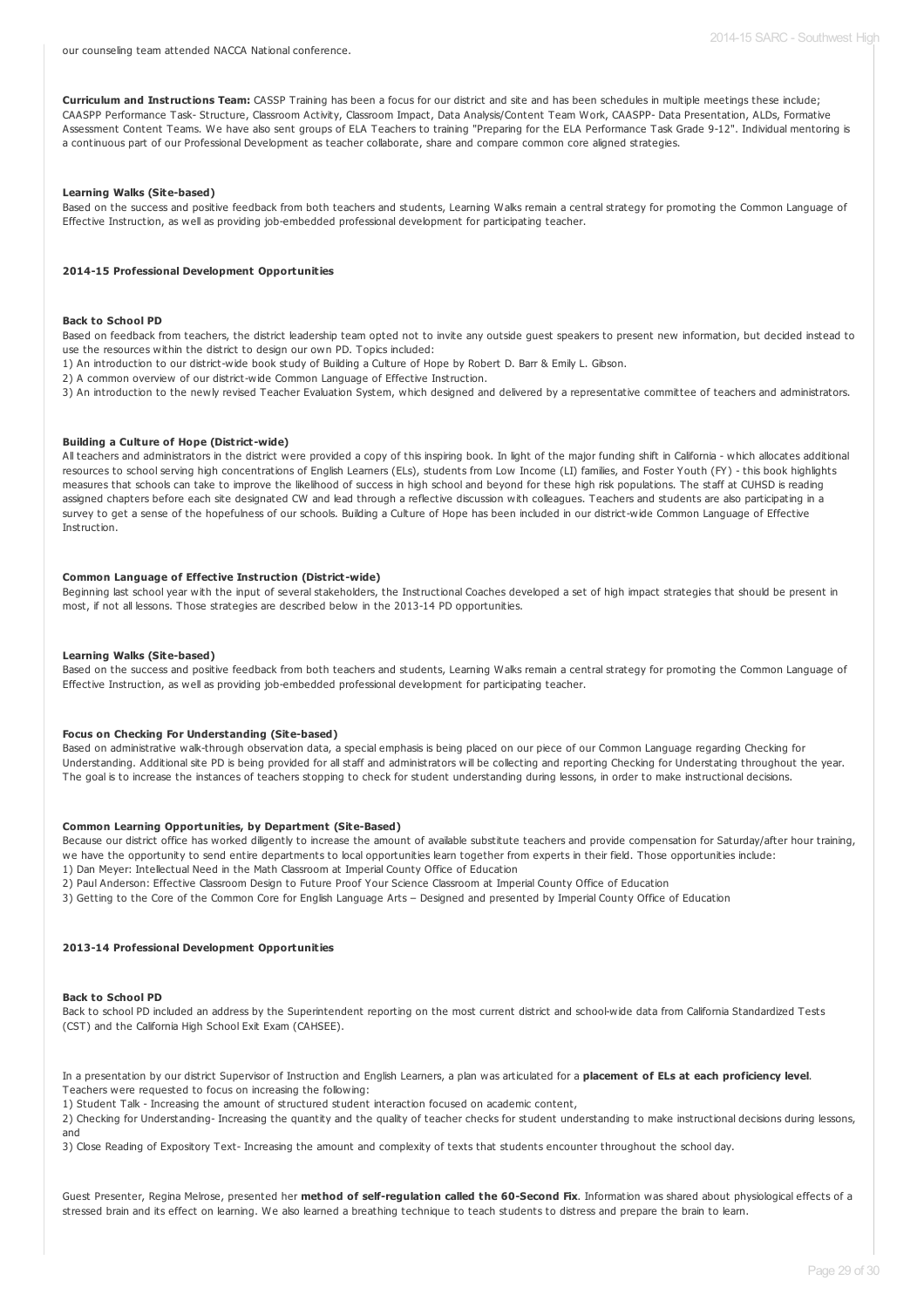our counseling team attended NACCA National conference.

**Curriculum and Instructions Team:** CASSP Training has been a focus for our district and site and has been schedules in multiple meetings these include; CAASPP Performance Task- Structure, Classroom Activity, Classroom Impact, Data Analysis/Content Team Work, CAASPP- Data Presentation, ALDs, Formative Assessment Content Teams. We have also sent groups of ELA Teachers to training "Preparing for the ELA Performance Task Grade 9-12". Individual mentoring is a continuous part of our Professional Development as teacher collaborate, share and compare common core aligned strategies.

**Learning Walks (Site-based)**
Based on the success and positive feedback from both teachers and students, Learning Walks remain a central strategy for promoting the Common Language of Effective Instruction, as well as providing job-embedded professional development for participating teacher.

**2014-15 Professional Development Opportunities**

**Back to School PD**
Based on feedback from teachers, the district leadership team opted not to invite any outside guest speakers to present new information, but decided instead to use the resources within the district to design our own PD. Topics included:
1) An introduction to our district-wide book study of Building a Culture of Hope by Robert D. Barr & Emily L. Gibson.
2) A common overview of our district-wide Common Language of Effective Instruction.
3) An introduction to the newly revised Teacher Evaluation System, which designed and delivered by a representative committee of teachers and administrators.

**Building a Culture of Hope (District-wide)**
All teachers and administrators in the district were provided a copy of this inspiring book. In light of the major funding shift in California - which allocates additional resources to school serving high concentrations of English Learners (ELs), students from Low Income (LI) families, and Foster Youth (FY) - this book highlights measures that schools can take to improve the likelihood of success in high school and beyond for these high risk populations. The staff at CUHSD is reading assigned chapters before each site designated CW and lead through a reflective discussion with colleagues. Teachers and students are also participating in a survey to get a sense of the hopefulness of our schools. Building a Culture of Hope has been included in our district-wide Common Language of Effective Instruction.

**Common Language of Effective Instruction (District-wide)**
Beginning last school year with the input of several stakeholders, the Instructional Coaches developed a set of high impact strategies that should be present in most, if not all lessons. Those strategies are described below in the 2013-14 PD opportunities.

**Learning Walks (Site-based)**
Based on the success and positive feedback from both teachers and students, Learning Walks remain a central strategy for promoting the Common Language of Effective Instruction, as well as providing job-embedded professional development for participating teacher.

**Focus on Checking For Understanding (Site-based)**
Based on administrative walk-through observation data, a special emphasis is being placed on our piece of our Common Language regarding Checking for Understanding. Additional site PD is being provided for all staff and administrators will be collecting and reporting Checking for Understating throughout the year. The goal is to increase the instances of teachers stopping to check for student understanding during lessons, in order to make instructional decisions.

**Common Learning Opportunities, by Department (Site-Based)**
Because our district office has worked diligently to increase the amount of available substitute teachers and provide compensation for Saturday/after hour training, we have the opportunity to send entire departments to local opportunities learn together from experts in their field. Those opportunities include:
1) Dan Meyer: Intellectual Need in the Math Classroom at Imperial County Office of Education
2) Paul Anderson: Effective Classroom Design to Future Proof Your Science Classroom at Imperial County Office of Education
3) Getting to the Core of the Common Core for English Language Arts – Designed and presented by Imperial County Office of Education

**2013-14 Professional Development Opportunities**

**Back to School PD**
Back to school PD included an address by the Superintendent reporting on the most current district and school-wide data from California Standardized Tests (CST) and the California High School Exit Exam (CAHSEE).

In a presentation by our district Supervisor of Instruction and English Learners, a plan was articulated for a **placement of ELs at each proficiency level**. Teachers were requested to focus on increasing the following:
1) Student Talk - Increasing the amount of structured student interaction focused on academic content,
2) Checking for Understanding- Increasing the quantity and the quality of teacher checks for student understanding to make instructional decisions during lessons, and
3) Close Reading of Expository Text- Increasing the amount and complexity of texts that students encounter throughout the school day.

Guest Presenter, Regina Melrose, presented her **method of self-regulation called the 60-Second Fix**. Information was shared about physiological effects of a stressed brain and its effect on learning. We also learned a breathing technique to teach students to distress and prepare the brain to learn.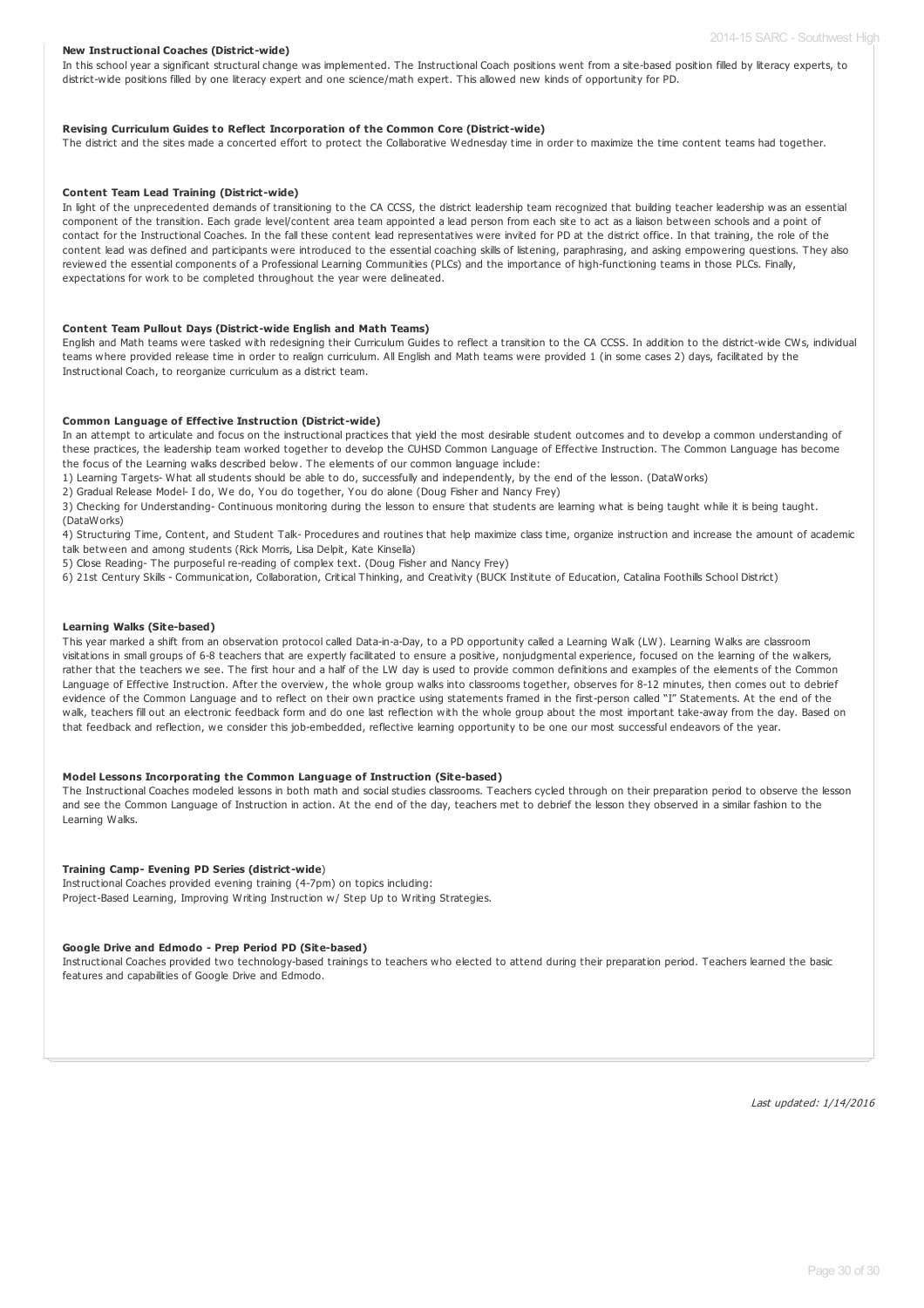**New Instructional Coaches (District-wide)**

In this school year a significant structural change was implemented. The Instructional Coach positions went from a site-based position filled by literacy experts, to district-wide positions filled by one literacy expert and one science/math expert. This allowed new kinds of opportunity for PD.

**Revising Curriculum Guides to Reflect Incorporation of the Common Core (District-wide)**

The district and the sites made a concerted effort to protect the Collaborative Wednesday time in order to maximize the time content teams had together.

**Content Team Lead Training (District-wide)**

In light of the unprecedented demands of transitioning to the CA CCSS, the district leadership team recognized that building teacher leadership was an essential component of the transition. Each grade level/content area team appointed a lead person from each site to act as a liaison between schools and a point of contact for the Instructional Coaches. In the fall these content lead representatives were invited for PD at the district office. In that training, the role of the content lead was defined and participants were introduced to the essential coaching skills of listening, paraphrasing, and asking empowering questions. They also reviewed the essential components of a Professional Learning Communities (PLCs) and the importance of high-functioning teams in those PLCs. Finally, expectations for work to be completed throughout the year were delineated.

**Content Team Pullout Days (District-wide English and Math Teams)**

English and Math teams were tasked with redesigning their Curriculum Guides to reflect a transition to the CA CCSS. In addition to the district-wide CWs, individual teams where provided release time in order to realign curriculum. All English and Math teams were provided 1 (in some cases 2) days, facilitated by the Instructional Coach, to reorganize curriculum as a district team.

**Common Language of Effective Instruction (District-wide)**

In an attempt to articulate and focus on the instructional practices that yield the most desirable student outcomes and to develop a common understanding of these practices, the leadership team worked together to develop the CUHSD Common Language of Effective Instruction. The Common Language has become the focus of the Learning walks described below. The elements of our common language include:

1) Learning Targets- What all students should be able to do, successfully and independently, by the end of the lesson. (DataWorks)
2) Gradual Release Model- I do, We do, You do together, You do alone (Doug Fisher and Nancy Frey)
3) Checking for Understanding- Continuous monitoring during the lesson to ensure that students are learning what is being taught while it is being taught. (DataWorks)
4) Structuring Time, Content, and Student Talk- Procedures and routines that help maximize class time, organize instruction and increase the amount of academic talk between and among students (Rick Morris, Lisa Delpit, Kate Kinsella)
5) Close Reading- The purposeful re-reading of complex text. (Doug Fisher and Nancy Frey)
6) 21st Century Skills - Communication, Collaboration, Critical Thinking, and Creativity (BUCK Institute of Education, Catalina Foothills School District)

**Learning Walks (Site-based)**

This year marked a shift from an observation protocol called Data-in-a-Day, to a PD opportunity called a Learning Walk (LW). Learning Walks are classroom visitations in small groups of 6-8 teachers that are expertly facilitated to ensure a positive, nonjudgmental experience, focused on the learning of the walkers, rather that the teachers we see. The first hour and a half of the LW day is used to provide common definitions and examples of the elements of the Common Language of Effective Instruction. After the overview, the whole group walks into classrooms together, observes for 8-12 minutes, then comes out to debrief evidence of the Common Language and to reflect on their own practice using statements framed in the first-person called "I" Statements. At the end of the walk, teachers fill out an electronic feedback form and do one last reflection with the whole group about the most important take-away from the day. Based on that feedback and reflection, we consider this job-embedded, reflective learning opportunity to be one our most successful endeavors of the year.

**Model Lessons Incorporating the Common Language of Instruction (Site-based)**

The Instructional Coaches modeled lessons in both math and social studies classrooms. Teachers cycled through on their preparation period to observe the lesson and see the Common Language of Instruction in action. At the end of the day, teachers met to debrief the lesson they observed in a similar fashion to the Learning Walks.

**Training Camp- Evening PD Series (district-wide)**

Instructional Coaches provided evening training (4-7pm) on topics including:
Project-Based Learning, Improving Writing Instruction w/ Step Up to Writing Strategies.

**Google Drive and Edmodo - Prep Period PD (Site-based)**

Instructional Coaches provided two technology-based trainings to teachers who elected to attend during their preparation period. Teachers learned the basic features and capabilities of Google Drive and Edmodo.

*Last updated: 1/14/2016*